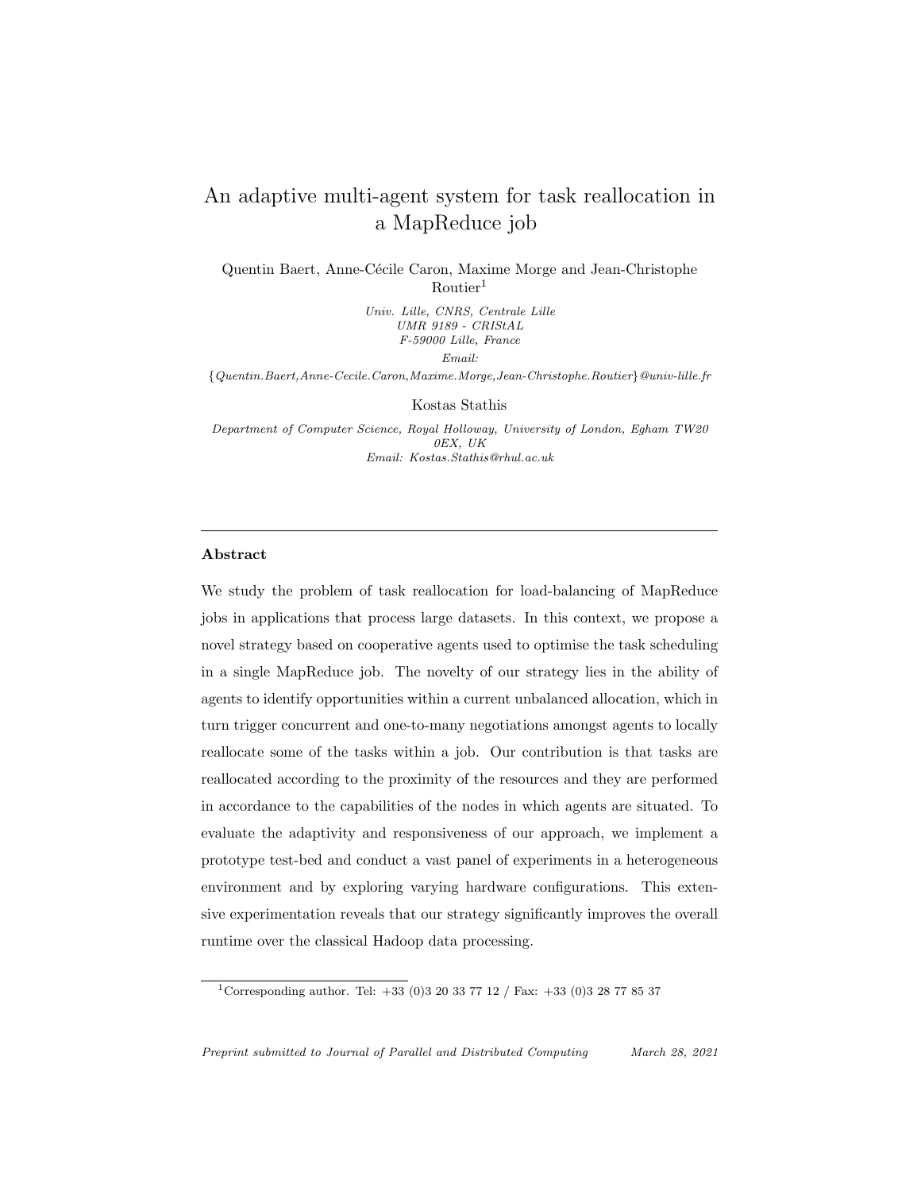# An adaptive multi-agent system for task reallocation in a MapReduce job

Quentin Baert, Anne-Cécile Caron, Maxime Morge and Jean-Christophe Routier[1]

*Univ. Lille, CNRS, Centrale Lille*
*UMR 9189 - CRIStAL*
*F-59000 Lille, France*
*Email:*
{*Quentin.Baert,Anne-Cecile.Caron,Maxime.Morge,Jean-Christophe.Routier*}*@univ-lille.fr*

Kostas Stathis

*Department of Computer Science, Royal Holloway, University of London, Egham TW20 0EX, UK*
*Email: Kostas.Stathis@rhul.ac.uk*

---

**Abstract**

We study the problem of task reallocation for load-balancing of MapReduce jobs in applications that process large datasets. In this context, we propose a novel strategy based on cooperative agents used to optimise the task scheduling in a single MapReduce job. The novelty of our strategy lies in the ability of agents to identify opportunities within a current unbalanced allocation, which in turn trigger concurrent and one-to-many negotiations amongst agents to locally reallocate some of the tasks within a job. Our contribution is that tasks are reallocated according to the proximity of the resources and they are performed in accordance to the capabilities of the nodes in which agents are situated. To evaluate the adaptivity and responsiveness of our approach, we implement a prototype test-bed and conduct a vast panel of experiments in a heterogeneous environment and by exploring varying hardware configurations. This extensive experimentation reveals that our strategy significantly improves the overall runtime over the classical Hadoop data processing.

[1] Corresponding author. Tel: +33 (0)3 20 33 77 12 / Fax: +33 (0)3 28 77 85 37

*Preprint submitted to Journal of Parallel and Distributed Computing March 28, 2021*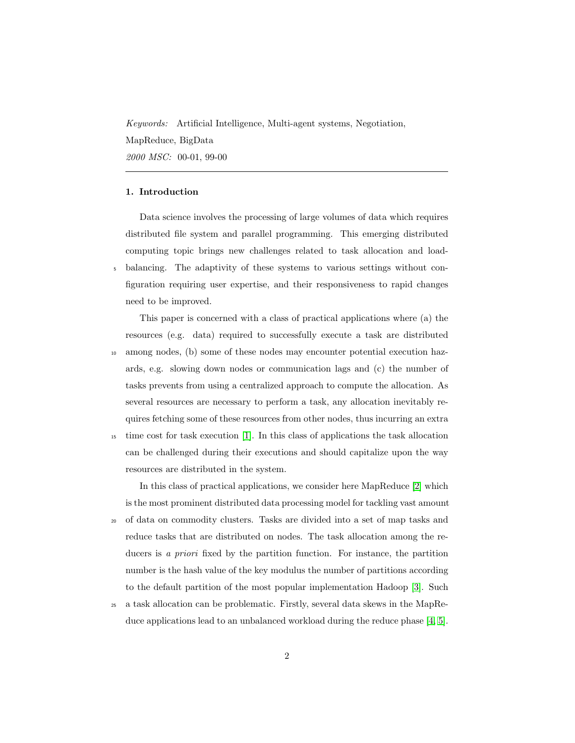*Keywords:* Artificial Intelligence, Multi-agent systems, Negotiation, MapReduce, BigData
*2000 MSC:* 00-01, 99-00

---

## 1. Introduction

Data science involves the processing of large volumes of data which requires distributed file system and parallel programming. This emerging distributed computing topic brings new challenges related to task allocation and load-balancing. The adaptivity of these systems to various settings without configuration requiring user expertise, and their responsiveness to rapid changes need to be improved.

This paper is concerned with a class of practical applications where (a) the resources (e.g. data) required to successfully execute a task are distributed among nodes, (b) some of these nodes may encounter potential execution hazards, e.g. slowing down nodes or communication lags and (c) the number of tasks prevents from using a centralized approach to compute the allocation. As several resources are necessary to perform a task, any allocation inevitably requires fetching some of these resources from other nodes, thus incurring an extra time cost for task execution [1]. In this class of applications the task allocation can be challenged during their executions and should capitalize upon the way resources are distributed in the system.

In this class of practical applications, we consider here MapReduce [2] which is the most prominent distributed data processing model for tackling vast amount of data on commodity clusters. Tasks are divided into a set of map tasks and reduce tasks that are distributed on nodes. The task allocation among the reducers is *a priori* fixed by the partition function. For instance, the partition number is the hash value of the key modulus the number of partitions according to the default partition of the most popular implementation Hadoop [3]. Such a task allocation can be problematic. Firstly, several data skews in the MapReduce applications lead to an unbalanced workload during the reduce phase [4, 5].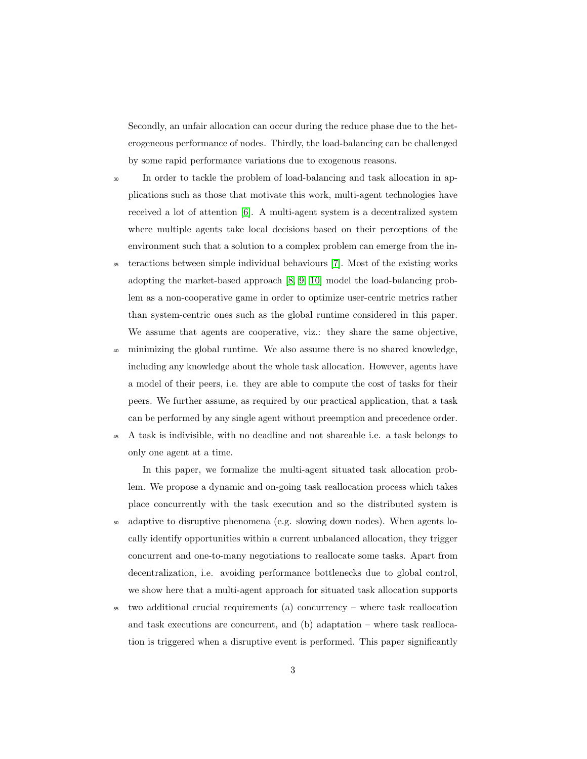Secondly, an unfair allocation can occur during the reduce phase due to the heterogeneous performance of nodes. Thirdly, the load-balancing can be challenged by some rapid performance variations due to exogenous reasons.

In order to tackle the problem of load-balancing and task allocation in applications such as those that motivate this work, multi-agent technologies have received a lot of attention [6]. A multi-agent system is a decentralized system where multiple agents take local decisions based on their perceptions of the environment such that a solution to a complex problem can emerge from the interactions between simple individual behaviours [7]. Most of the existing works adopting the market-based approach [8, 9, 10] model the load-balancing problem as a non-cooperative game in order to optimize user-centric metrics rather than system-centric ones such as the global runtime considered in this paper. We assume that agents are cooperative, viz.: they share the same objective, minimizing the global runtime. We also assume there is no shared knowledge, including any knowledge about the whole task allocation. However, agents have a model of their peers, i.e. they are able to compute the cost of tasks for their peers. We further assume, as required by our practical application, that a task can be performed by any single agent without preemption and precedence order. A task is indivisible, with no deadline and not shareable i.e. a task belongs to only one agent at a time.

In this paper, we formalize the multi-agent situated task allocation problem. We propose a dynamic and on-going task reallocation process which takes place concurrently with the task execution and so the distributed system is adaptive to disruptive phenomena (e.g. slowing down nodes). When agents locally identify opportunities within a current unbalanced allocation, they trigger concurrent and one-to-many negotiations to reallocate some tasks. Apart from decentralization, i.e. avoiding performance bottlenecks due to global control, we show here that a multi-agent approach for situated task allocation supports two additional crucial requirements (a) concurrency – where task reallocation and task executions are concurrent, and (b) adaptation – where task reallocation is triggered when a disruptive event is performed. This paper significantly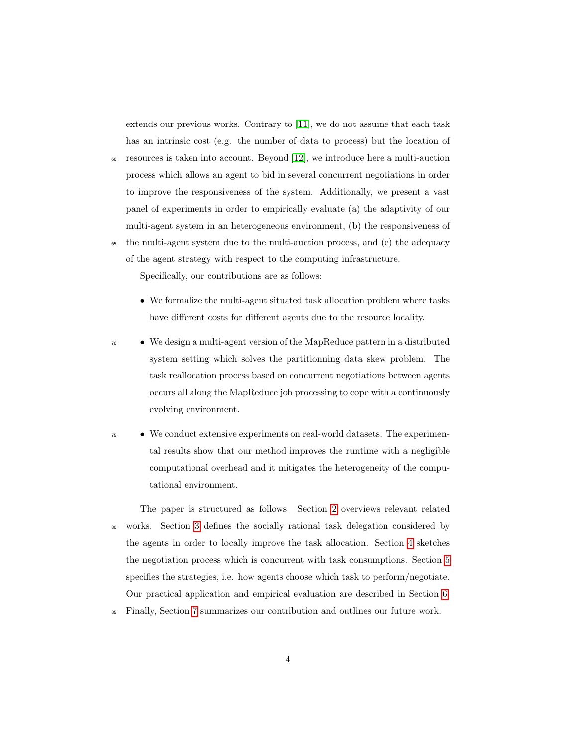extends our previous works. Contrary to [11], we do not assume that each task has an intrinsic cost (e.g. the number of data to process) but the location of resources is taken into account. Beyond [12], we introduce here a multi-auction process which allows an agent to bid in several concurrent negotiations in order to improve the responsiveness of the system. Additionally, we present a vast panel of experiments in order to empirically evaluate (a) the adaptivity of our multi-agent system in an heterogeneous environment, (b) the responsiveness of the multi-agent system due to the multi-auction process, and (c) the adequacy of the agent strategy with respect to the computing infrastructure.

Specifically, our contributions are as follows:

- We formalize the multi-agent situated task allocation problem where tasks have different costs for different agents due to the resource locality.
- We design a multi-agent version of the MapReduce pattern in a distributed system setting which solves the partitionning data skew problem. The task reallocation process based on concurrent negotiations between agents occurs all along the MapReduce job processing to cope with a continuously evolving environment.
- We conduct extensive experiments on real-world datasets. The experimental results show that our method improves the runtime with a negligible computational overhead and it mitigates the heterogeneity of the computational environment.

The paper is structured as follows. Section 2 overviews relevant related works. Section 3 defines the socially rational task delegation considered by the agents in order to locally improve the task allocation. Section 4 sketches the negotiation process which is concurrent with task consumptions. Section 5 specifies the strategies, i.e. how agents choose which task to perform/negotiate. Our practical application and empirical evaluation are described in Section 6. Finally, Section 7 summarizes our contribution and outlines our future work.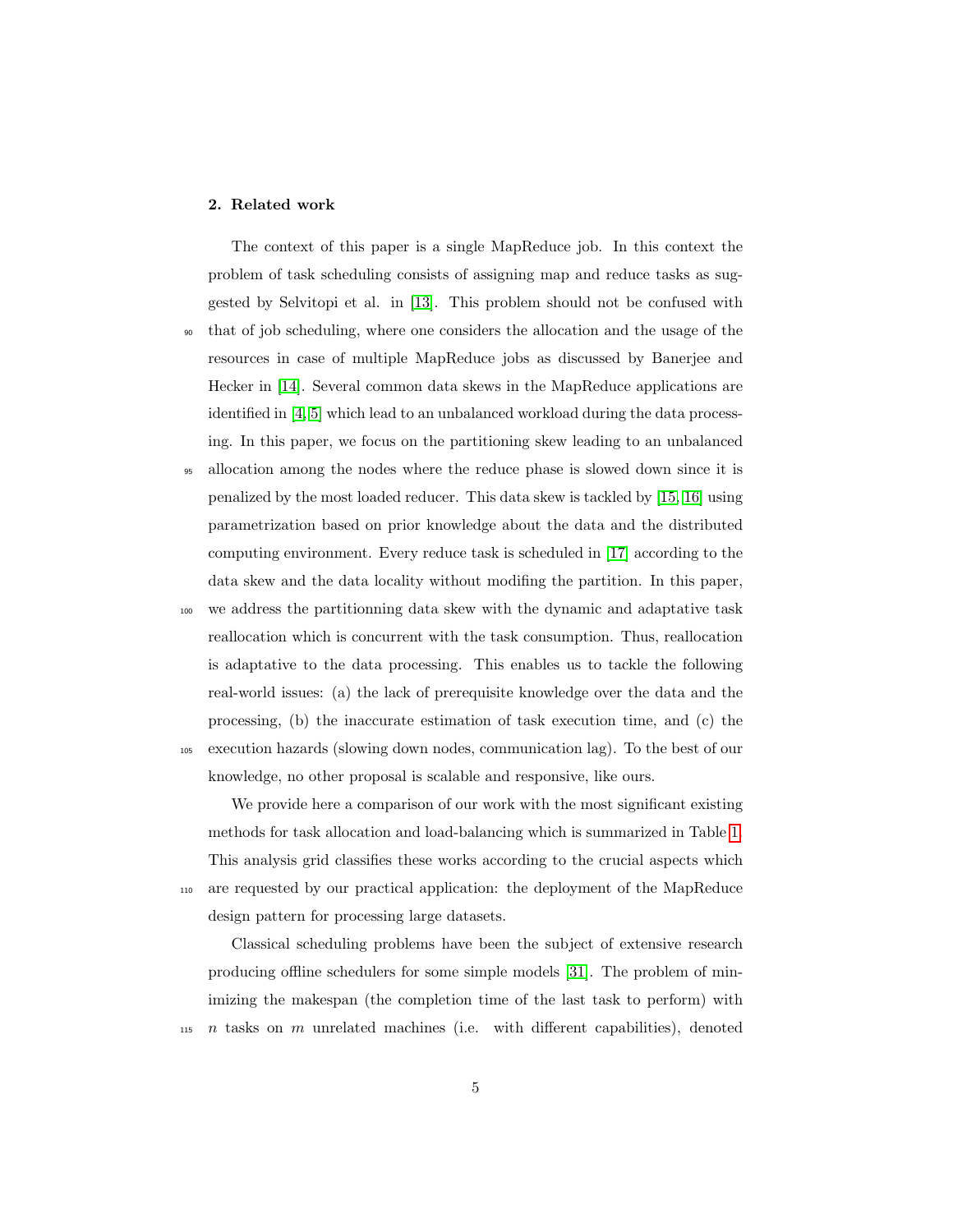## 2. Related work

The context of this paper is a single MapReduce job. In this context the problem of task scheduling consists of assigning map and reduce tasks as suggested by Selvitopi et al. in [13]. This problem should not be confused with that of job scheduling, where one considers the allocation and the usage of the resources in case of multiple MapReduce jobs as discussed by Banerjee and Hecker in [14]. Several common data skews in the MapReduce applications are identified in [4, 5] which lead to an unbalanced workload during the data processing. In this paper, we focus on the partitioning skew leading to an unbalanced allocation among the nodes where the reduce phase is slowed down since it is penalized by the most loaded reducer. This data skew is tackled by [15, 16] using parametrization based on prior knowledge about the data and the distributed computing environment. Every reduce task is scheduled in [17] according to the data skew and the data locality without modifing the partition. In this paper, we address the partitionning data skew with the dynamic and adaptative task reallocation which is concurrent with the task consumption. Thus, reallocation is adaptative to the data processing. This enables us to tackle the following real-world issues: (a) the lack of prerequisite knowledge over the data and the processing, (b) the inaccurate estimation of task execution time, and (c) the execution hazards (slowing down nodes, communication lag). To the best of our knowledge, no other proposal is scalable and responsive, like ours.

We provide here a comparison of our work with the most significant existing methods for task allocation and load-balancing which is summarized in Table 1. This analysis grid classifies these works according to the crucial aspects which are requested by our practical application: the deployment of the MapReduce design pattern for processing large datasets.

Classical scheduling problems have been the subject of extensive research producing offline schedulers for some simple models [31]. The problem of minimizing the makespan (the completion time of the last task to perform) with $n$ tasks on $m$ unrelated machines (i.e. with different capabilities), denoted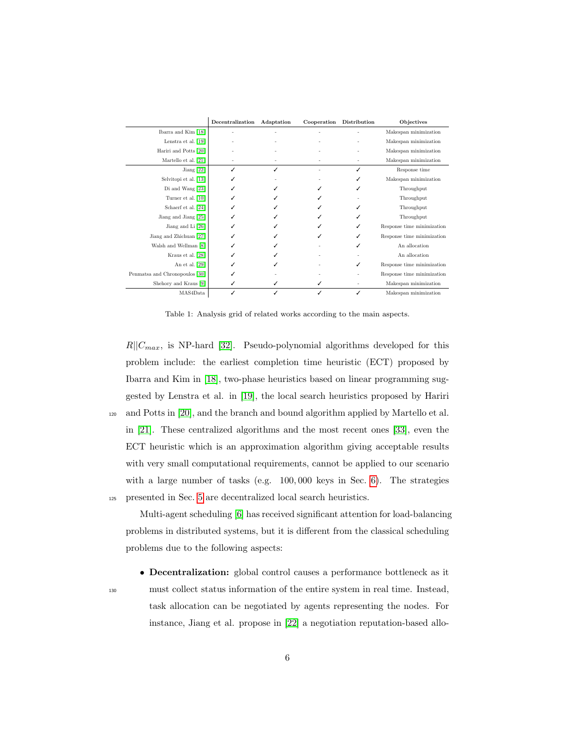| | Decentralization | Adaptation | Cooperation | Distribution | Objectives |
|---|---|---|---|---|---|
| Ibarra and Kim [18] | - | - | - | - | Makespan minimization |
| Lenstra et al. [19] | - | - | - | - | Makespan minimization |
| Hariri and Potts [20] | - | - | - | - | Makespan minimization |
| Martello et al. [21] | - | - | - | - | Makespan minimization |
| Jiang [22] | ✓ | ✓ | - | ✓ | Response time |
| Selvitopi et al. [13] | ✓ | - | - | ✓ | Makespan minimization |
| Di and Wang [23] | ✓ | ✓ | ✓ | ✓ | Throughput |
| Turner et al. [10] | ✓ | ✓ | ✓ | - | Throughput |
| Schaerf et al. [24] | ✓ | ✓ | ✓ | ✓ | Throughput |
| Jiang and Jiang [25] | ✓ | ✓ | ✓ | ✓ | Throughput |
| Jiang and Li [26] | ✓ | ✓ | ✓ | ✓ | Response time minimization |
| Jiang and Zhichuan [27] | ✓ | ✓ | ✓ | ✓ | Response time minimization |
| Walsh and Wellman [8] | ✓ | ✓ | - | ✓ | An allocation |
| Kraus et al. [28] | ✓ | ✓ | - | - | An allocation |
| An et al. [29] | ✓ | ✓ | - | ✓ | Response time minimization |
| Penmatsa and Chronopoulos [30] | ✓ | - | - | - | Response time minimization |
| Shehory and Kraus [9] | ✓ | ✓ | ✓ | - | Makespan minimization |
| MAS4Data | ✓ | ✓ | ✓ | ✓ | Makespan minimization |

Table 1: Analysis grid of related works according to the main aspects.

$R||C_{max}$, is NP-hard [32]. Pseudo-polynomial algorithms developed for this problem include: the earliest completion time heuristic (ECT) proposed by Ibarra and Kim in [18], two-phase heuristics based on linear programming suggested by Lenstra et al. in [19], the local search heuristics proposed by Hariri and Potts in [20], and the branch and bound algorithm applied by Martello et al. in [21]. These centralized algorithms and the most recent ones [33], even the ECT heuristic which is an approximation algorithm giving acceptable results with very small computational requirements, cannot be applied to our scenario with a large number of tasks (e.g. 100,000 keys in Sec. 6). The strategies presented in Sec. 5 are decentralized local search heuristics.

Multi-agent scheduling [6] has received significant attention for load-balancing problems in distributed systems, but it is different from the classical scheduling problems due to the following aspects:

- **Decentralization:** global control causes a performance bottleneck as it must collect status information of the entire system in real time. Instead, task allocation can be negotiated by agents representing the nodes. For instance, Jiang et al. propose in [22] a negotiation reputation-based allo-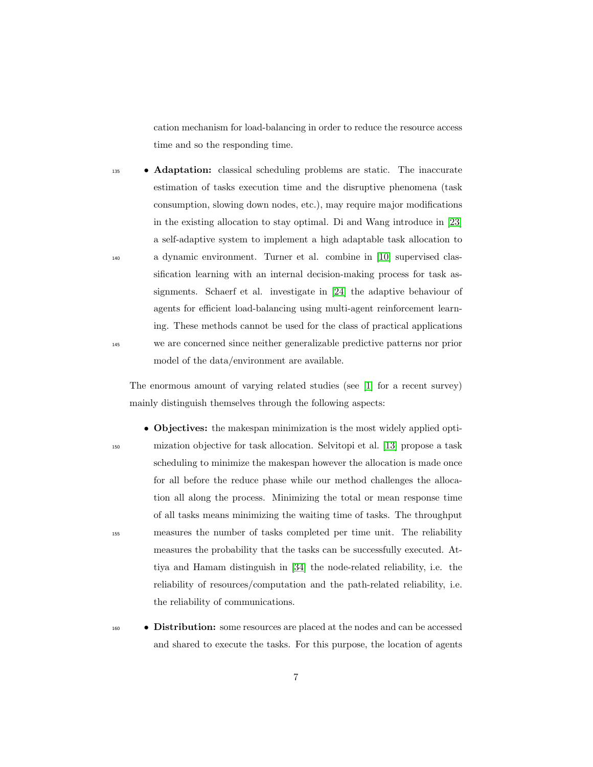cation mechanism for load-balancing in order to reduce the resource access time and so the responding time.

- **Adaptation:** classical scheduling problems are static. The inaccurate estimation of tasks execution time and the disruptive phenomena (task consumption, slowing down nodes, etc.), may require major modifications in the existing allocation to stay optimal. Di and Wang introduce in [23] a self-adaptive system to implement a high adaptable task allocation to a dynamic environment. Turner et al. combine in [10] supervised classification learning with an internal decision-making process for task assignments. Schaerf et al. investigate in [24] the adaptive behaviour of agents for efficient load-balancing using multi-agent reinforcement learning. These methods cannot be used for the class of practical applications we are concerned since neither generalizable predictive patterns nor prior model of the data/environment are available.

The enormous amount of varying related studies (see [1] for a recent survey) mainly distinguish themselves through the following aspects:

- **Objectives:** the makespan minimization is the most widely applied optimization objective for task allocation. Selvitopi et al. [13] propose a task scheduling to minimize the makespan however the allocation is made once for all before the reduce phase while our method challenges the allocation all along the process. Minimizing the total or mean response time of all tasks means minimizing the waiting time of tasks. The throughput measures the number of tasks completed per time unit. The reliability measures the probability that the tasks can be successfully executed. Attiya and Hamam distinguish in [34] the node-related reliability, i.e. the reliability of resources/computation and the path-related reliability, i.e. the reliability of communications.

- **Distribution:** some resources are placed at the nodes and can be accessed and shared to execute the tasks. For this purpose, the location of agents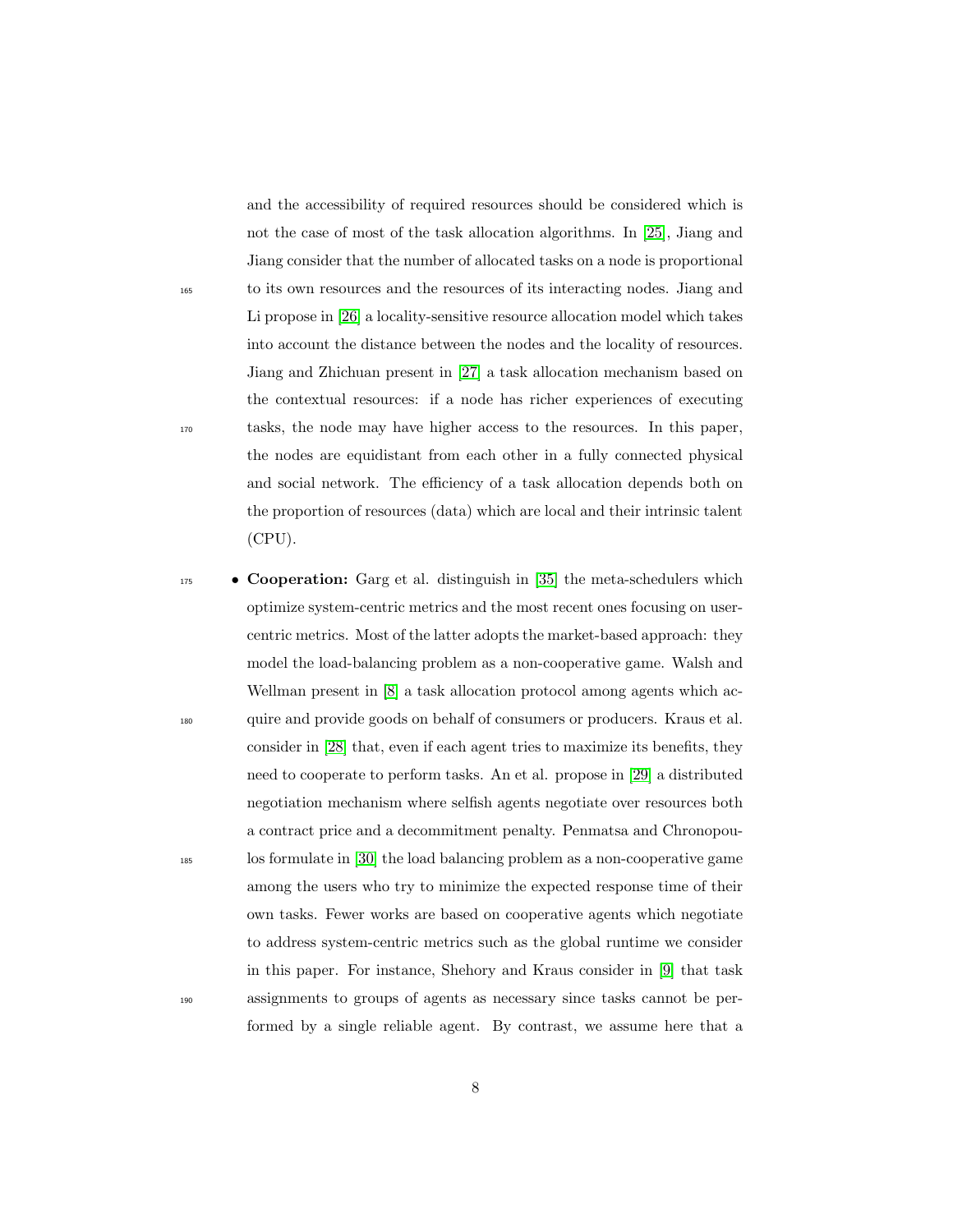and the accessibility of required resources should be considered which is not the case of most of the task allocation algorithms. In [25], Jiang and Jiang consider that the number of allocated tasks on a node is proportional to its own resources and the resources of its interacting nodes. Jiang and Li propose in [26] a locality-sensitive resource allocation model which takes into account the distance between the nodes and the locality of resources. Jiang and Zhichuan present in [27] a task allocation mechanism based on the contextual resources: if a node has richer experiences of executing tasks, the node may have higher access to the resources. In this paper, the nodes are equidistant from each other in a fully connected physical and social network. The efficiency of a task allocation depends both on the proportion of resources (data) which are local and their intrinsic talent (CPU).

- **Cooperation:** Garg et al. distinguish in [35] the meta-schedulers which optimize system-centric metrics and the most recent ones focusing on user-centric metrics. Most of the latter adopts the market-based approach: they model the load-balancing problem as a non-cooperative game. Walsh and Wellman present in [8] a task allocation protocol among agents which acquire and provide goods on behalf of consumers or producers. Kraus et al. consider in [28] that, even if each agent tries to maximize its benefits, they need to cooperate to perform tasks. An et al. propose in [29] a distributed negotiation mechanism where selfish agents negotiate over resources both a contract price and a decommitment penalty. Penmatsa and Chronopoulos formulate in [30] the load balancing problem as a non-cooperative game among the users who try to minimize the expected response time of their own tasks. Fewer works are based on cooperative agents which negotiate to address system-centric metrics such as the global runtime we consider in this paper. For instance, Shehory and Kraus consider in [9] that task assignments to groups of agents as necessary since tasks cannot be performed by a single reliable agent. By contrast, we assume here that a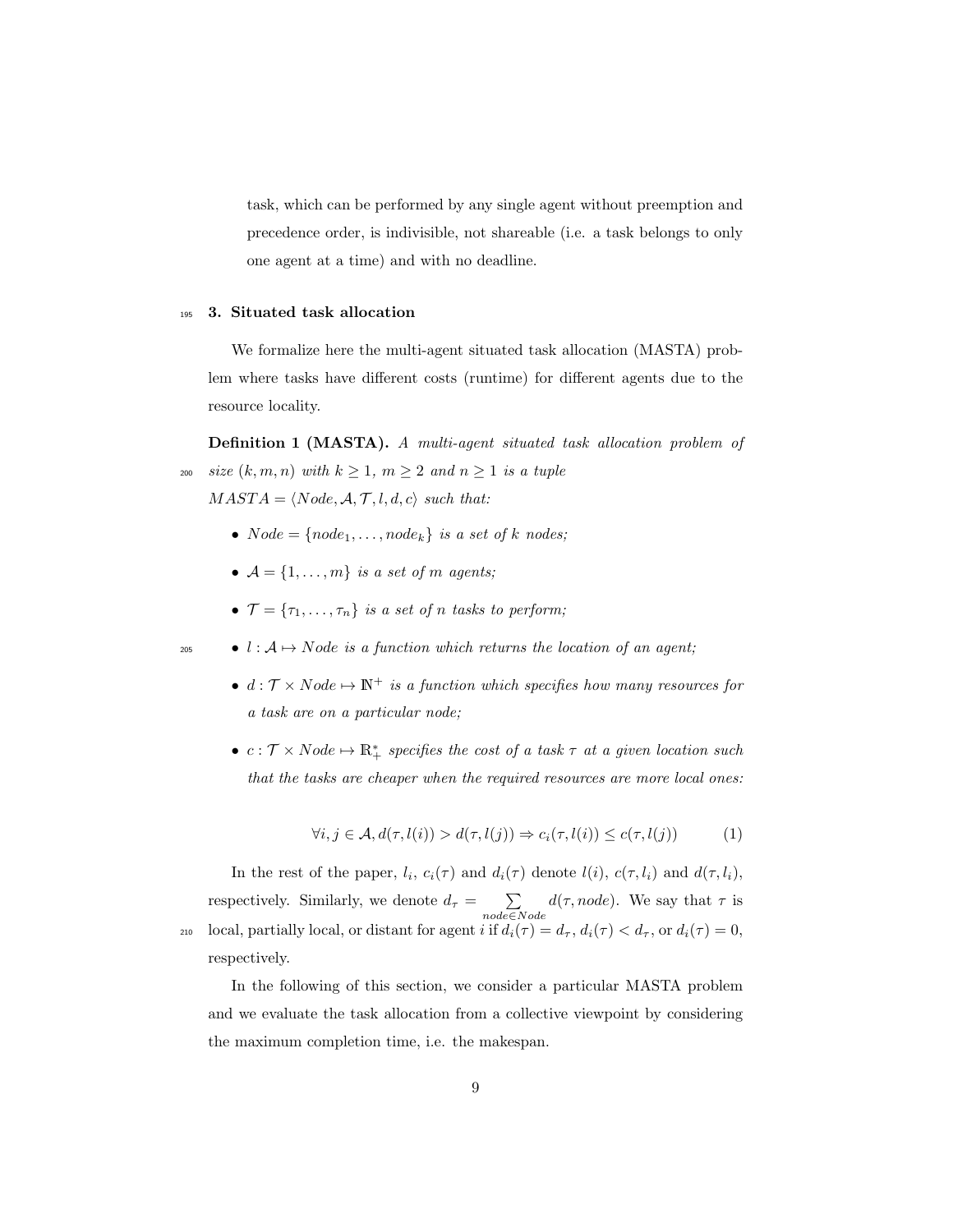task, which can be performed by any single agent without preemption and precedence order, is indivisible, not shareable (i.e. a task belongs to only one agent at a time) and with no deadline.

## 3. Situated task allocation

We formalize here the multi-agent situated task allocation (MASTA) problem where tasks have different costs (runtime) for different agents due to the resource locality.

**Definition 1 (MASTA).** *A multi-agent situated task allocation problem of size* $(k, m, n)$ *with* $k \geq 1$*,* $m \geq 2$ *and* $n \geq 1$ *is a tuple* $MASTA = \langle Node, \mathcal{A}, \mathcal{T}, l, d, c \rangle$ *such that:*

- $Node = \{node_1, \ldots, node_k\}$ *is a set of* $k$ *nodes;*
- $\mathcal{A} = \{1, \ldots, m\}$ *is a set of* $m$ *agents;*
- $\mathcal{T} = \{\tau_1, \ldots, \tau_n\}$ *is a set of* $n$ *tasks to perform;*
- $l : \mathcal{A} \mapsto Node$ *is a function which returns the location of an agent;*
- $d : \mathcal{T} \times Node \mapsto \mathbb{N}^+$ *is a function which specifies how many resources for a task are on a particular node;*
- $c : \mathcal{T} \times Node \mapsto \mathbb{R}_+^*$ *specifies the cost of a task* $\tau$ *at a given location such that the tasks are cheaper when the required resources are more local ones:*

$$\forall i, j \in \mathcal{A}, d(\tau, l(i)) > d(\tau, l(j)) \Rightarrow c_i(\tau, l(i)) \leq c(\tau, l(j)) \tag{1}$$

In the rest of the paper, $l_i$, $c_i(\tau)$ and $d_i(\tau)$ denote $l(i)$, $c(\tau, l_i)$ and $d(\tau, l_i)$, respectively. Similarly, we denote $d_\tau = \sum_{node \in Node} d(\tau, node)$. We say that $\tau$ is local, partially local, or distant for agent $i$ if $d_i(\tau) = d_\tau$, $d_i(\tau) < d_\tau$, or $d_i(\tau) = 0$, respectively.

In the following of this section, we consider a particular MASTA problem and we evaluate the task allocation from a collective viewpoint by considering the maximum completion time, i.e. the makespan.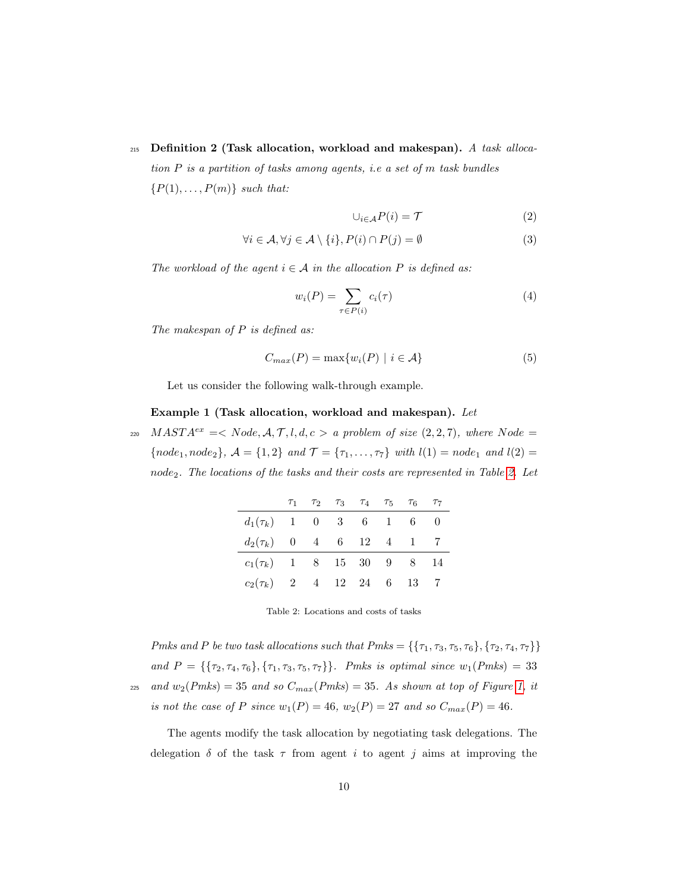**Definition 2 (Task allocation, workload and makespan).** *A task allocation $P$ is a partition of tasks among agents, i.e a set of $m$ task bundles $\{P(1), \ldots, P(m)\}$ such that:*

$$\cup_{i \in \mathcal{A}} P(i) = \mathcal{T} \tag{2}$$

$$\forall i \in \mathcal{A}, \forall j \in \mathcal{A} \setminus \{i\}, P(i) \cap P(j) = \emptyset \tag{3}$$

*The workload of the agent $i \in \mathcal{A}$ in the allocation $P$ is defined as:*

$$w_i(P) = \sum_{\tau \in P(i)} c_i(\tau) \tag{4}$$

*The makespan of $P$ is defined as:*

$$C_{max}(P) = \max\{w_i(P) \mid i \in \mathcal{A}\} \tag{5}$$

Let us consider the following walk-through example.

**Example 1 (Task allocation, workload and makespan).** *Let $MASTA^{ex} =< Node, \mathcal{A}, \mathcal{T}, l, d, c >$ a problem of size $(2, 2, 7)$, where $Node = \{node_1, node_2\}$, $\mathcal{A} = \{1, 2\}$ and $\mathcal{T} = \{\tau_1, \ldots, \tau_7\}$ with $l(1) = node_1$ and $l(2) = node_2$. The locations of the tasks and their costs are represented in Table 2. Let*

| | $\tau_1$ | $\tau_2$ | $\tau_3$ | $\tau_4$ | $\tau_5$ | $\tau_6$ | $\tau_7$ |
|---|---|---|---|---|---|---|---|
| $d_1(\tau_k)$ | 1 | 0 | 3 | 6 | 1 | 6 | 0 |
| $d_2(\tau_k)$ | 0 | 4 | 6 | 12 | 4 | 1 | 7 |
| $c_1(\tau_k)$ | 1 | 8 | 15 | 30 | 9 | 8 | 14 |
| $c_2(\tau_k)$ | 2 | 4 | 12 | 24 | 6 | 13 | 7 |

Table 2: Locations and costs of tasks

*$Pmks$ and $P$ be two task allocations such that $Pmks = \{\{\tau_1, \tau_3, \tau_5, \tau_6\}, \{\tau_2, \tau_4, \tau_7\}\}$ and $P = \{\{\tau_2, \tau_4, \tau_6\}, \{\tau_1, \tau_3, \tau_5, \tau_7\}\}$. $Pmks$ is optimal since $w_1(Pmks) = 33$ and $w_2(Pmks) = 35$ and so $C_{max}(Pmks) = 35$. As shown at top of Figure 1, it is not the case of $P$ since $w_1(P) = 46$, $w_2(P) = 27$ and so $C_{max}(P) = 46$.*

The agents modify the task allocation by negotiating task delegations. The delegation $\delta$ of the task $\tau$ from agent $i$ to agent $j$ aims at improving the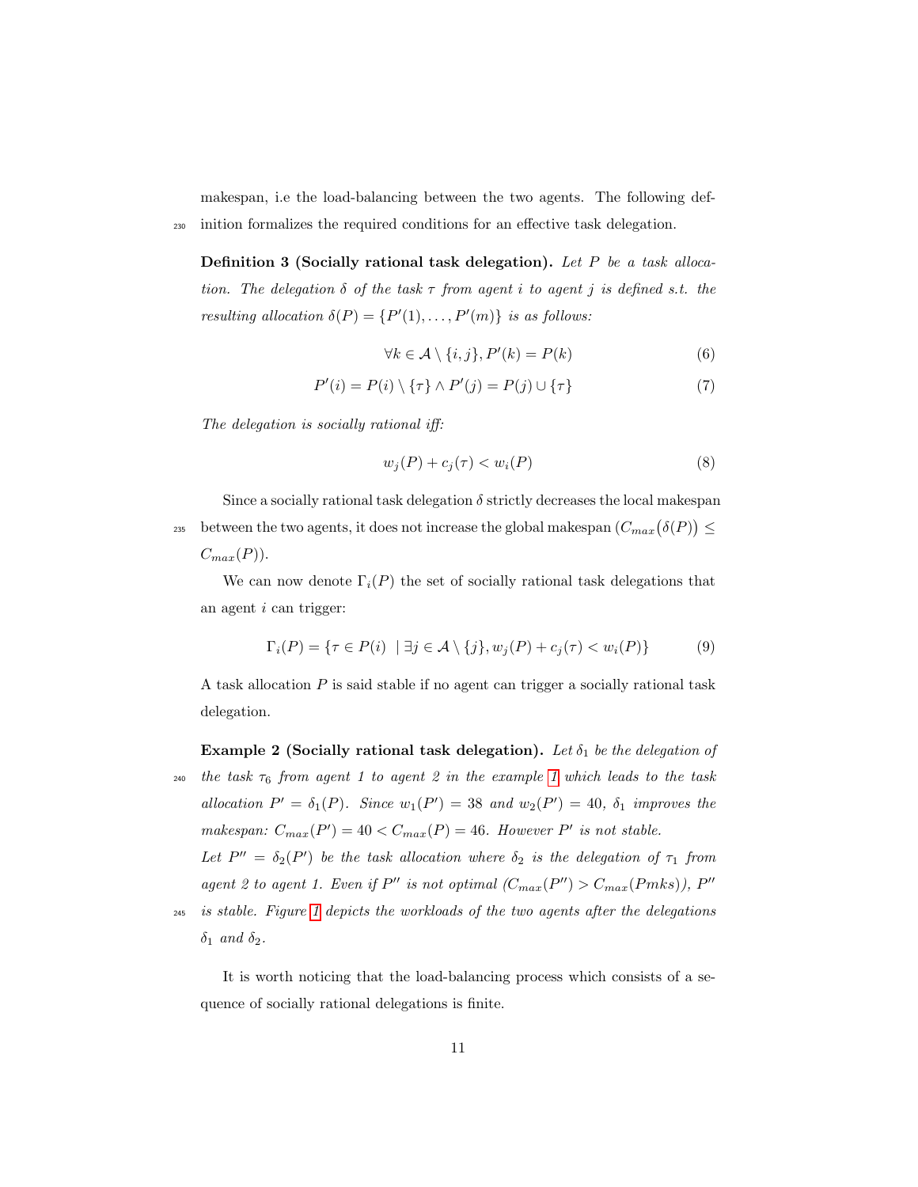makespan, i.e the load-balancing between the two agents. The following definition formalizes the required conditions for an effective task delegation.

**Definition 3 (Socially rational task delegation).** *Let $P$ be a task allocation. The delegation $\delta$ of the task $\tau$ from agent $i$ to agent $j$ is defined s.t. the resulting allocation $\delta(P) = \{P'(1), \ldots, P'(m)\}$ is as follows:*

$$\forall k \in \mathcal{A} \setminus \{i, j\}, P'(k) = P(k) \tag{6}$$

$$P'(i) = P(i) \setminus \{\tau\} \wedge P'(j) = P(j) \cup \{\tau\} \tag{7}$$

*The delegation is socially rational iff:*

$$w_j(P) + c_j(\tau) < w_i(P) \tag{8}$$

Since a socially rational task delegation $\delta$ strictly decreases the local makespan between the two agents, it does not increase the global makespan ($C_{max}(\delta(P)) \leq C_{max}(P)$).

We can now denote $\Gamma_i(P)$ the set of socially rational task delegations that an agent $i$ can trigger:

$$\Gamma_i(P) = \{\tau \in P(i) \ \mid \exists j \in \mathcal{A} \setminus \{j\}, w_j(P) + c_j(\tau) < w_i(P)\} \tag{9}$$

A task allocation $P$ is said stable if no agent can trigger a socially rational task delegation.

**Example 2 (Socially rational task delegation).** *Let $\delta_1$ be the delegation of the task $\tau_6$ from agent 1 to agent 2 in the example 1 which leads to the task allocation $P' = \delta_1(P)$. Since $w_1(P') = 38$ and $w_2(P') = 40$, $\delta_1$ improves the makespan: $C_{max}(P') = 40 < C_{max}(P) = 46$. However $P'$ is not stable.*
*Let $P'' = \delta_2(P')$ be the task allocation where $\delta_2$ is the delegation of $\tau_1$ from agent 2 to agent 1. Even if $P''$ is not optimal ($C_{max}(P'') > C_{max}(Pmks)$), $P''$ is stable. Figure 1 depicts the workloads of the two agents after the delegations $\delta_1$ and $\delta_2$.*

It is worth noticing that the load-balancing process which consists of a sequence of socially rational delegations is finite.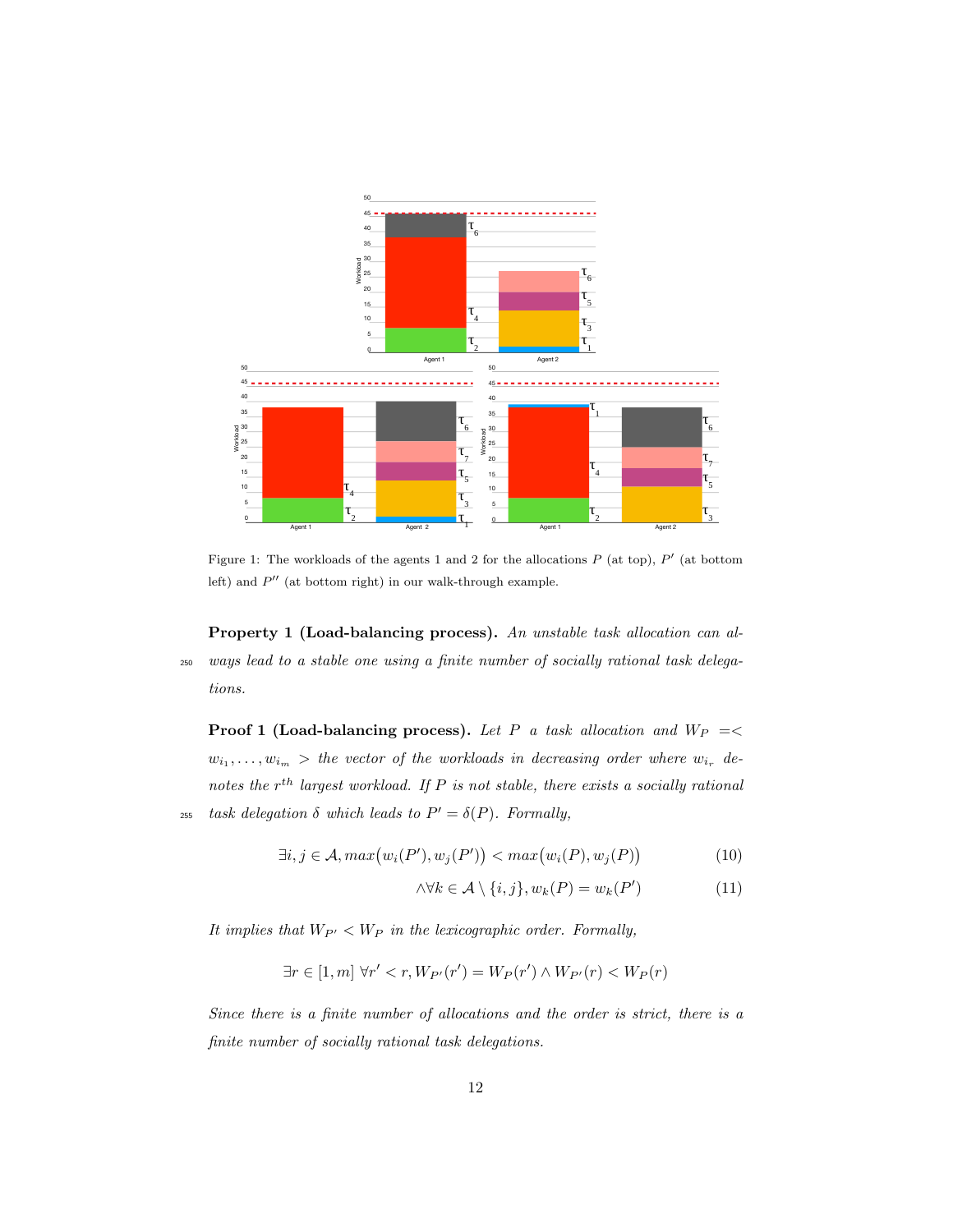Figure 1: The workloads of the agents 1 and 2 for the allocations $P$ (at top), $P'$ (at bottom left) and $P''$ (at bottom right) in our walk-through example.

**Property 1 (Load-balancing process).** *An unstable task allocation can always lead to a stable one using a finite number of socially rational task delegations.*

**Proof 1 (Load-balancing process).** *Let $P$ a task allocation and $W_P = < w_{i_1}, \ldots, w_{i_m} >$ the vector of the workloads in decreasing order where $w_{i_r}$ denotes the $r^{th}$ largest workload. If $P$ is not stable, there exists a socially rational task delegation $\delta$ which leads to $P' = \delta(P)$. Formally,*

$$\exists i, j \in \mathcal{A}, max\big(w_i(P'), w_j(P')\big) < max\big(w_i(P), w_j(P)\big) \tag{10}$$

$$\wedge \forall k \in \mathcal{A} \setminus \{i, j\}, w_k(P) = w_k(P') \tag{11}$$

*It implies that $W_{P'} < W_P$ in the lexicographic order. Formally,*

$$\exists r \in [1, m] \; \forall r' < r, W_{P'}(r') = W_P(r') \wedge W_{P'}(r) < W_P(r)$$

*Since there is a finite number of allocations and the order is strict, there is a finite number of socially rational task delegations.*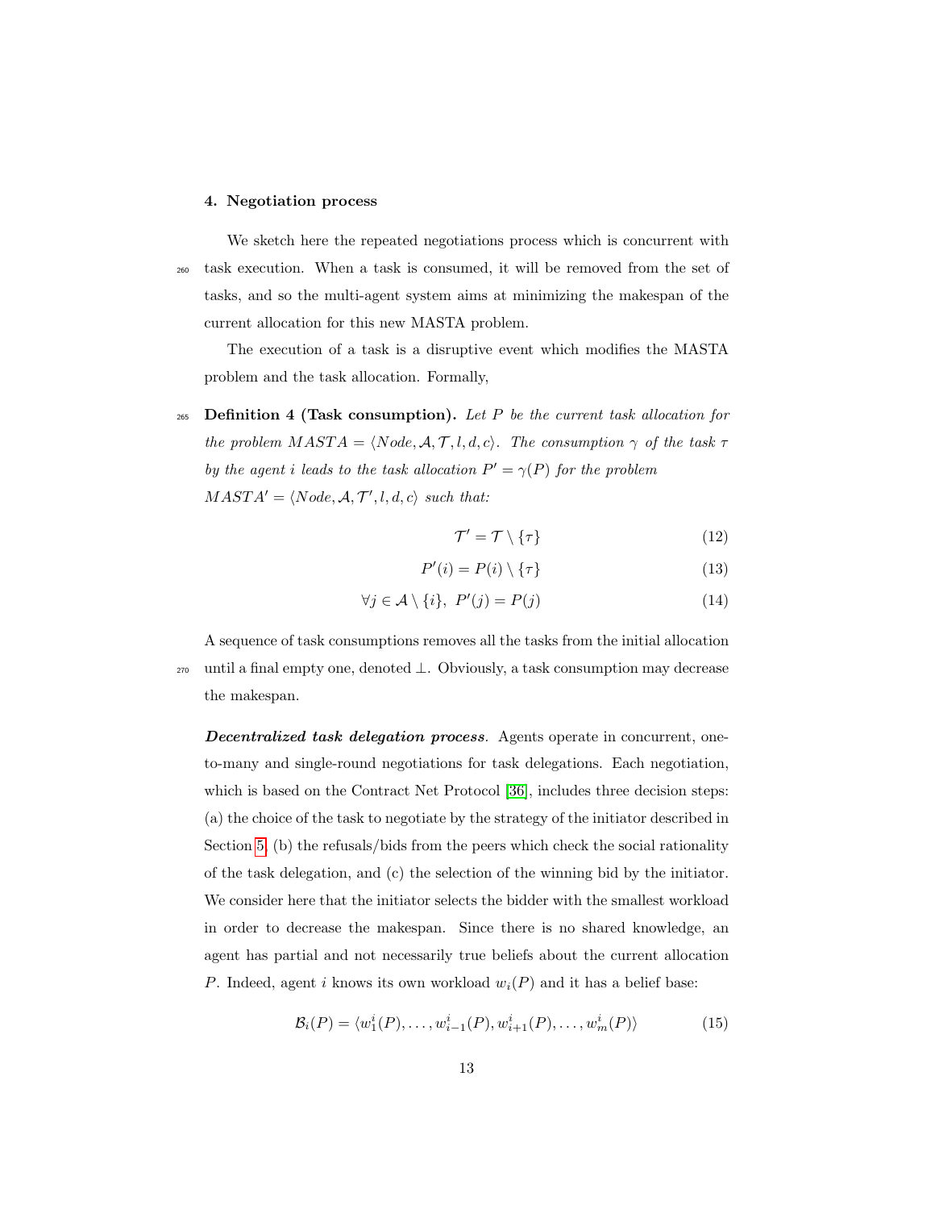## 4. Negotiation process

We sketch here the repeated negotiations process which is concurrent with task execution. When a task is consumed, it will be removed from the set of tasks, and so the multi-agent system aims at minimizing the makespan of the current allocation for this new MASTA problem.

The execution of a task is a disruptive event which modifies the MASTA problem and the task allocation. Formally,

**Definition 4 (Task consumption).** *Let $P$ be the current task allocation for the problem $MASTA = \langle Node, \mathcal{A}, \mathcal{T}, l, d, c \rangle$. The consumption $\gamma$ of the task $\tau$ by the agent $i$ leads to the task allocation $P' = \gamma(P)$ for the problem $MASTA' = \langle Node, \mathcal{A}, \mathcal{T}', l, d, c \rangle$ such that:*

$$\mathcal{T}' = \mathcal{T} \setminus \{\tau\} \tag{12}$$

$$P'(i) = P(i) \setminus \{\tau\} \tag{13}$$

$$\forall j \in \mathcal{A} \setminus \{i\},\ P'(j) = P(j) \tag{14}$$

A sequence of task consumptions removes all the tasks from the initial allocation until a final empty one, denoted $\perp$. Obviously, a task consumption may decrease the makespan.

***Decentralized task delegation process.*** Agents operate in concurrent, one-to-many and single-round negotiations for task delegations. Each negotiation, which is based on the Contract Net Protocol [36], includes three decision steps: (a) the choice of the task to negotiate by the strategy of the initiator described in Section 5, (b) the refusals/bids from the peers which check the social rationality of the task delegation, and (c) the selection of the winning bid by the initiator. We consider here that the initiator selects the bidder with the smallest workload in order to decrease the makespan. Since there is no shared knowledge, an agent has partial and not necessarily true beliefs about the current allocation $P$. Indeed, agent $i$ knows its own workload $w_i(P)$ and it has a belief base:

$$\mathcal{B}_i(P) = \langle w_1^i(P), \ldots, w_{i-1}^i(P), w_{i+1}^i(P), \ldots, w_m^i(P) \rangle \tag{15}$$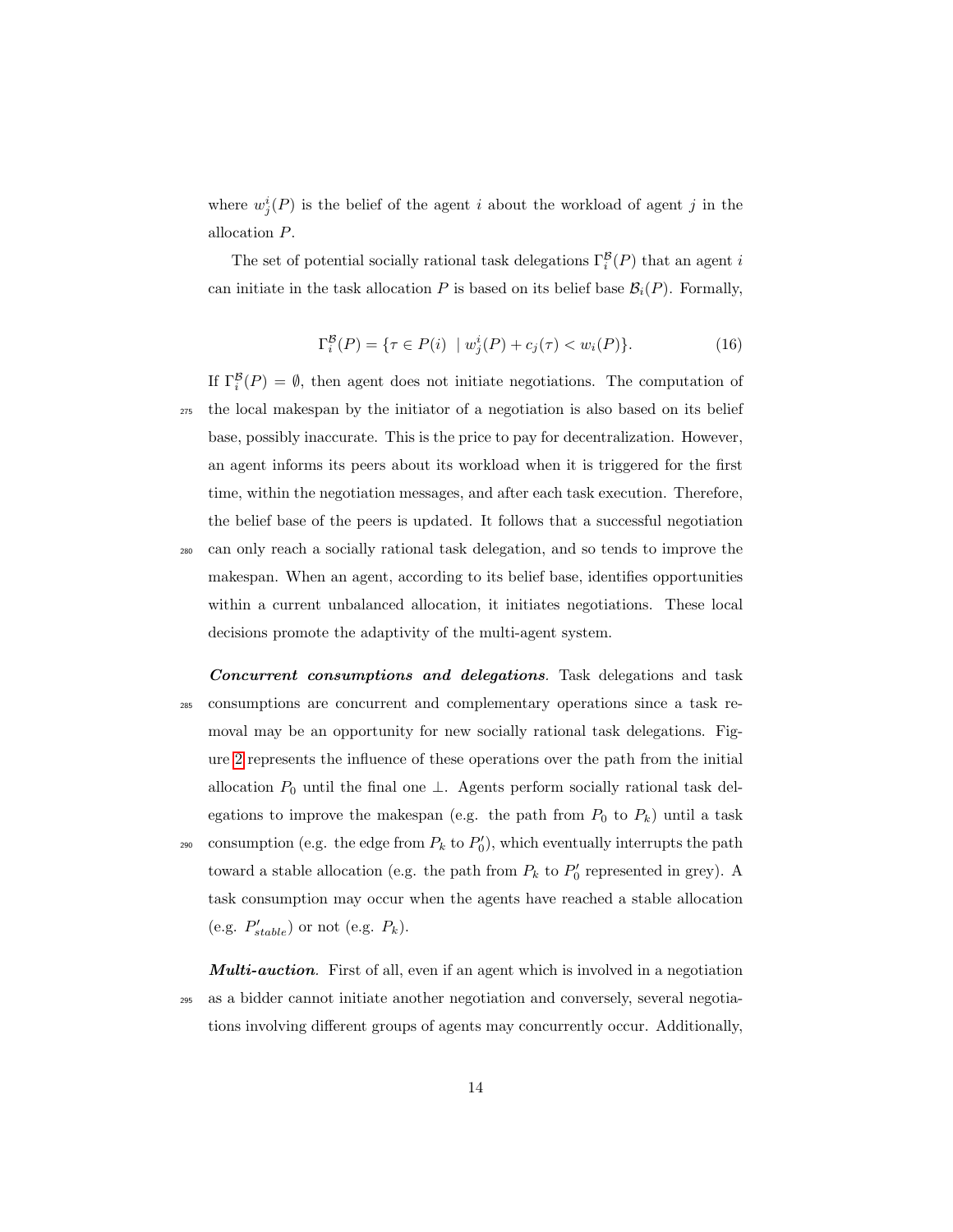where $w_j^i(P)$ is the belief of the agent $i$ about the workload of agent $j$ in the allocation $P$.

The set of potential socially rational task delegations $\Gamma_i^{\mathcal{B}}(P)$ that an agent $i$ can initiate in the task allocation $P$ is based on its belief base $\mathcal{B}_i(P)$. Formally,

$$\Gamma_i^{\mathcal{B}}(P) = \{\tau \in P(i) \ \mid w_j^i(P) + c_j(\tau) < w_i(P)\}. \tag{16}$$

If $\Gamma_i^{\mathcal{B}}(P) = \emptyset$, then agent does not initiate negotiations. The computation of the local makespan by the initiator of a negotiation is also based on its belief base, possibly inaccurate. This is the price to pay for decentralization. However, an agent informs its peers about its workload when it is triggered for the first time, within the negotiation messages, and after each task execution. Therefore, the belief base of the peers is updated. It follows that a successful negotiation can only reach a socially rational task delegation, and so tends to improve the makespan. When an agent, according to its belief base, identifies opportunities within a current unbalanced allocation, it initiates negotiations. These local decisions promote the adaptivity of the multi-agent system.

***Concurrent consumptions and delegations***. Task delegations and task consumptions are concurrent and complementary operations since a task removal may be an opportunity for new socially rational task delegations. Figure 2 represents the influence of these operations over the path from the initial allocation $P_0$ until the final one $\bot$. Agents perform socially rational task delegations to improve the makespan (e.g. the path from $P_0$ to $P_k$) until a task consumption (e.g. the edge from $P_k$ to $P_0'$), which eventually interrupts the path toward a stable allocation (e.g. the path from $P_k$ to $P_0'$ represented in grey). A task consumption may occur when the agents have reached a stable allocation (e.g. $P'_{stable}$) or not (e.g. $P_k$).

***Multi-auction***. First of all, even if an agent which is involved in a negotiation as a bidder cannot initiate another negotiation and conversely, several negotiations involving different groups of agents may concurrently occur. Additionally,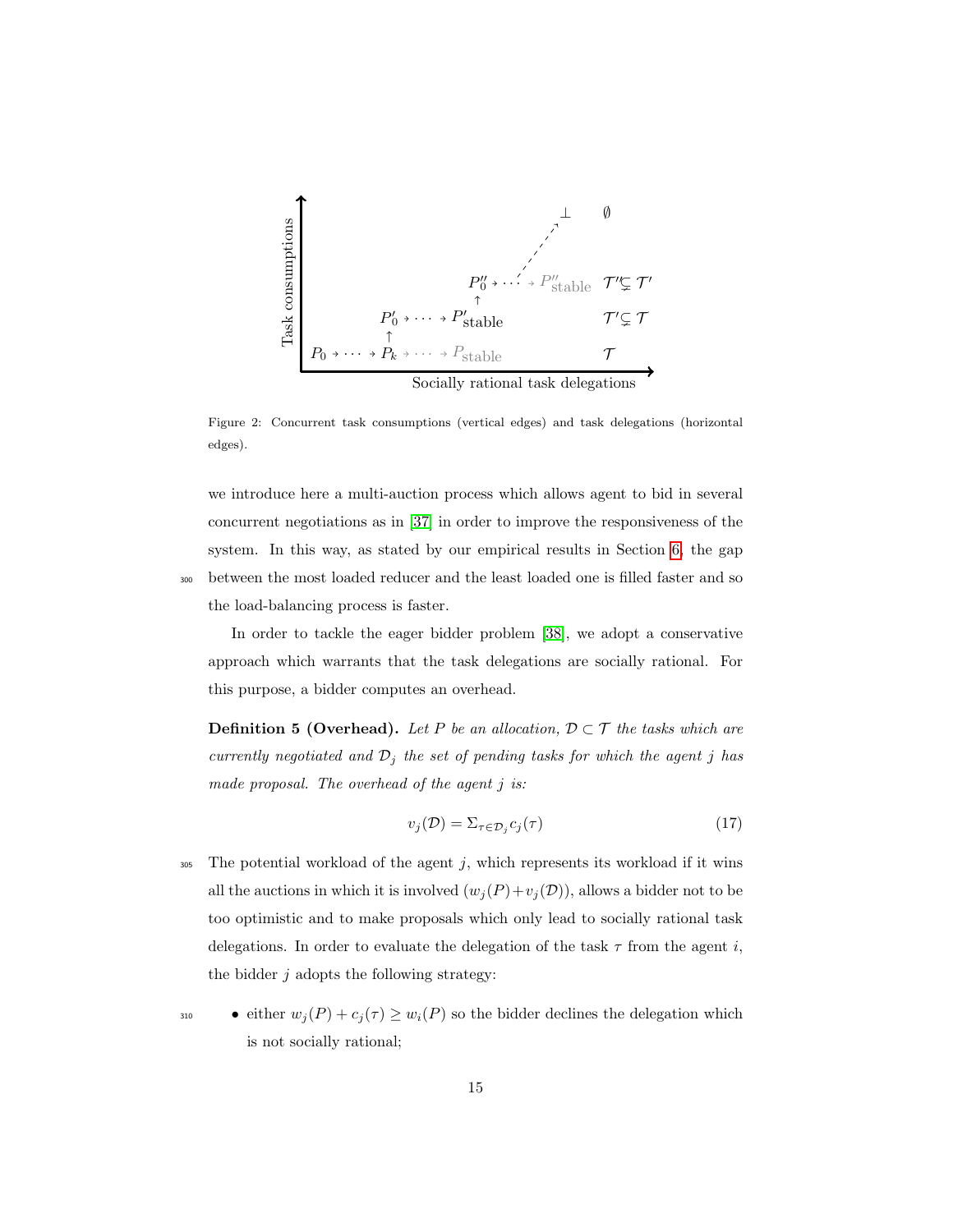Figure 2: Concurrent task consumptions (vertical edges) and task delegations (horizontal edges).

we introduce here a multi-auction process which allows agent to bid in several concurrent negotiations as in [37] in order to improve the responsiveness of the system. In this way, as stated by our empirical results in Section 6, the gap between the most loaded reducer and the least loaded one is filled faster and so the load-balancing process is faster.

In order to tackle the eager bidder problem [38], we adopt a conservative approach which warrants that the task delegations are socially rational. For this purpose, a bidder computes an overhead.

**Definition 5 (Overhead).** *Let $P$ be an allocation, $\mathcal{D} \subset \mathcal{T}$ the tasks which are currently negotiated and $\mathcal{D}_j$ the set of pending tasks for which the agent $j$ has made proposal. The overhead of the agent $j$ is:*

$$v_j(\mathcal{D}) = \Sigma_{\tau \in \mathcal{D}_j} c_j(\tau) \tag{17}$$

The potential workload of the agent $j$, which represents its workload if it wins all the auctions in which it is involved ($w_j(P)+v_j(\mathcal{D})$), allows a bidder not to be too optimistic and to make proposals which only lead to socially rational task delegations. In order to evaluate the delegation of the task $\tau$ from the agent $i$, the bidder $j$ adopts the following strategy:

- either $w_j(P) + c_j(\tau) \geq w_i(P)$ so the bidder declines the delegation which is not socially rational;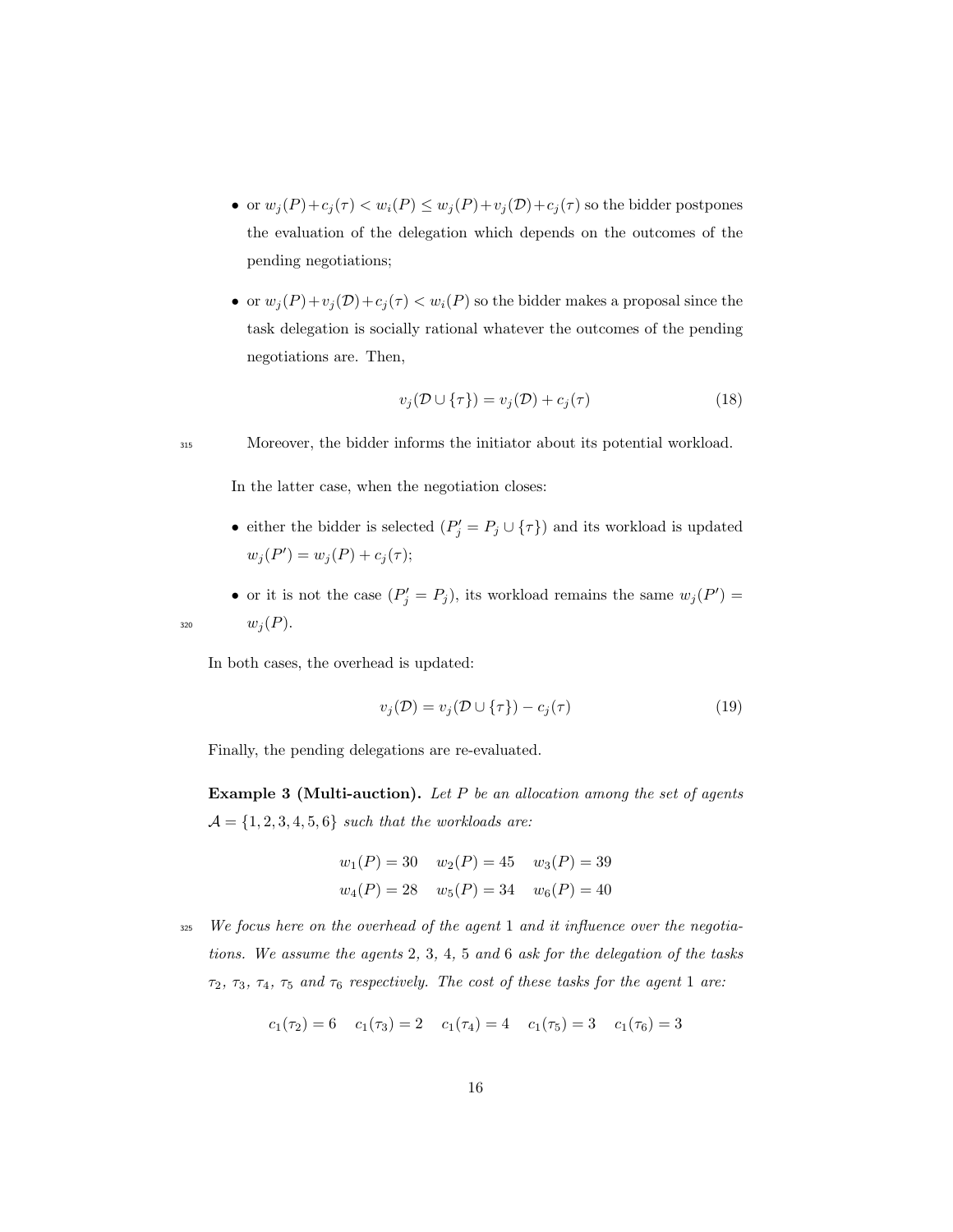- or $w_j(P)+c_j(\tau) < w_i(P) \leq w_j(P)+v_j(\mathcal{D})+c_j(\tau)$ so the bidder postpones the evaluation of the delegation which depends on the outcomes of the pending negotiations;

- or $w_j(P)+v_j(\mathcal{D})+c_j(\tau) < w_i(P)$ so the bidder makes a proposal since the task delegation is socially rational whatever the outcomes of the pending negotiations are. Then,

$$v_j(\mathcal{D} \cup \{\tau\}) = v_j(\mathcal{D}) + c_j(\tau) \tag{18}$$

Moreover, the bidder informs the initiator about its potential workload.

In the latter case, when the negotiation closes:

- either the bidder is selected ($P'_j = P_j \cup \{\tau\}$) and its workload is updated $w_j(P') = w_j(P) + c_j(\tau)$;

- or it is not the case ($P'_j = P_j$), its workload remains the same $w_j(P') = w_j(P)$.

In both cases, the overhead is updated:

$$v_j(\mathcal{D}) = v_j(\mathcal{D} \cup \{\tau\}) - c_j(\tau) \tag{19}$$

Finally, the pending delegations are re-evaluated.

**Example 3 (Multi-auction).** *Let $P$ be an allocation among the set of agents $\mathcal{A} = \{1, 2, 3, 4, 5, 6\}$ such that the workloads are:*

$$w_1(P) = 30 \quad w_2(P) = 45 \quad w_3(P) = 39$$
$$w_4(P) = 28 \quad w_5(P) = 34 \quad w_6(P) = 40$$

*We focus here on the overhead of the agent 1 and it influence over the negotiations. We assume the agents 2, 3, 4, 5 and 6 ask for the delegation of the tasks $\tau_2$, $\tau_3$, $\tau_4$, $\tau_5$ and $\tau_6$ respectively. The cost of these tasks for the agent 1 are:*

$$c_1(\tau_2) = 6 \quad c_1(\tau_3) = 2 \quad c_1(\tau_4) = 4 \quad c_1(\tau_5) = 3 \quad c_1(\tau_6) = 3$$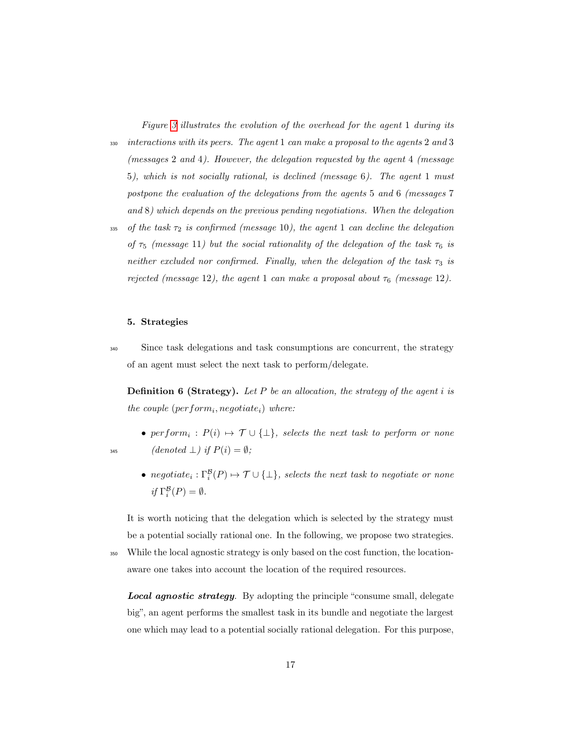*Figure 3 illustrates the evolution of the overhead for the agent 1 during its interactions with its peers. The agent 1 can make a proposal to the agents 2 and 3 (messages 2 and 4). However, the delegation requested by the agent 4 (message 5), which is not socially rational, is declined (message 6). The agent 1 must postpone the evaluation of the delegations from the agents 5 and 6 (messages 7 and 8) which depends on the previous pending negotiations. When the delegation of the task $\tau_2$ is confirmed (message 10), the agent 1 can decline the delegation of $\tau_5$ (message 11) but the social rationality of the delegation of the task $\tau_6$ is neither excluded nor confirmed. Finally, when the delegation of the task $\tau_3$ is rejected (message 12), the agent 1 can make a proposal about $\tau_6$ (message 12).*

## 5. Strategies

Since task delegations and task consumptions are concurrent, the strategy of an agent must select the next task to perform/delegate.

**Definition 6 (Strategy).** *Let $P$ be an allocation, the strategy of the agent $i$ is the couple $(perform_i, negotiate_i)$ where:*

- *$perform_i : P(i) \mapsto \mathcal{T} \cup \{\perp\}$, selects the next task to perform or none (denoted $\perp$) if $P(i) = \emptyset$;*
- *$negotiate_i : \Gamma_i^{\mathcal{B}}(P) \mapsto \mathcal{T} \cup \{\perp\}$, selects the next task to negotiate or none if $\Gamma_i^{\mathcal{B}}(P) = \emptyset$.*

It is worth noticing that the delegation which is selected by the strategy must be a potential socially rational one. In the following, we propose two strategies. While the local agnostic strategy is only based on the cost function, the location-aware one takes into account the location of the required resources.

***Local agnostic strategy.*** By adopting the principle "consume small, delegate big", an agent performs the smallest task in its bundle and negotiate the largest one which may lead to a potential socially rational delegation. For this purpose,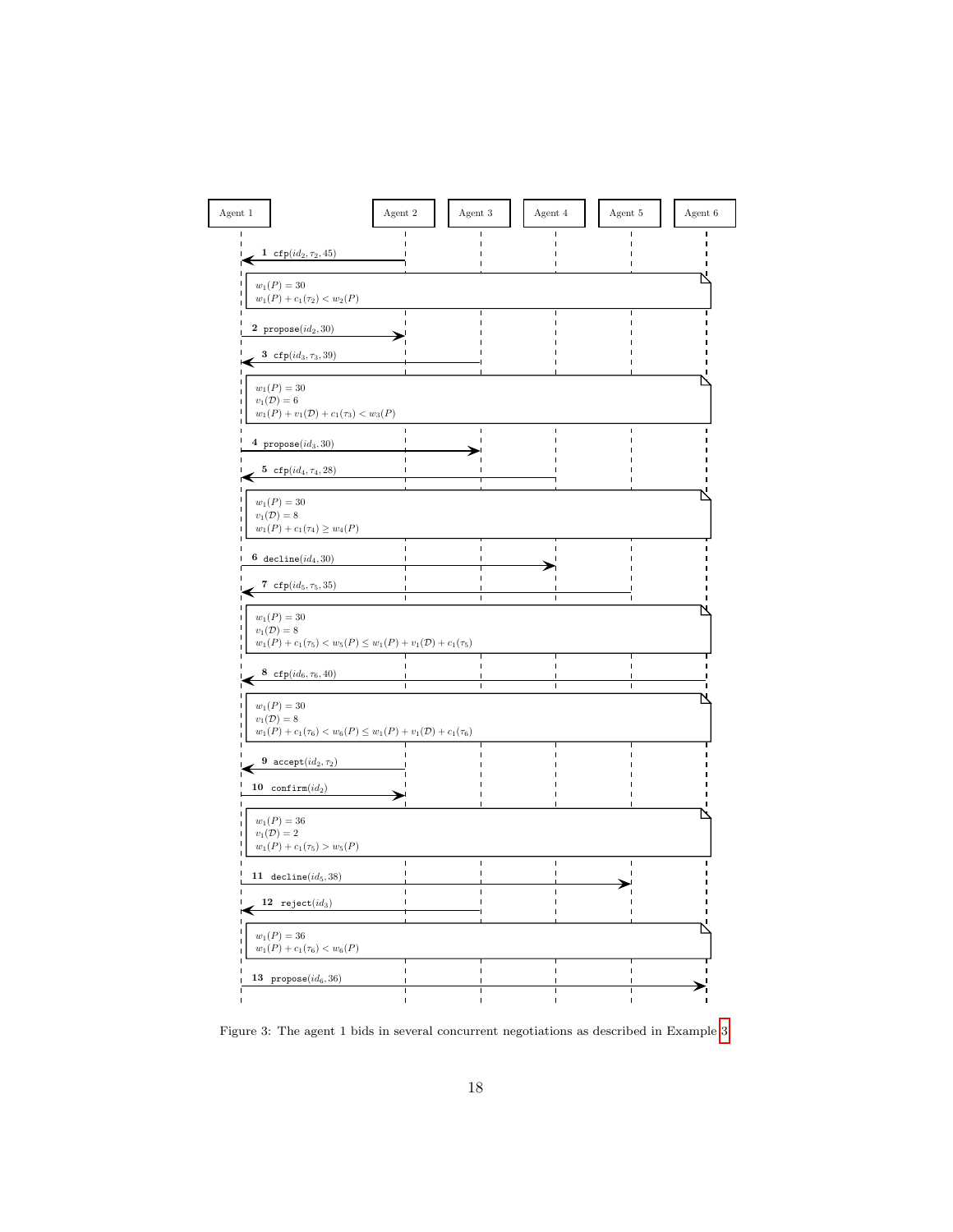Agent 1 | Agent 2 | Agent 3 | Agent 4 | Agent 5 | Agent 6

**1** cfp($id_2, \tau_2, 45$)

$w_1(P) = 30$
$w_1(P) + c_1(\tau_2) < w_2(P)$

**2** propose($id_2, 30$)

**3** cfp($id_3, \tau_3, 39$)

$w_1(P) = 30$
$v_1(\mathcal{D}) = 6$
$w_1(P) + v_1(\mathcal{D}) + c_1(\tau_3) < w_3(P)$

**4** propose($id_3, 30$)

**5** cfp($id_4, \tau_4, 28$)

$w_1(P) = 30$
$v_1(\mathcal{D}) = 8$
$w_1(P) + c_1(\tau_4) \geq w_4(P)$

**6** decline($id_4, 30$)

**7** cfp($id_5, \tau_5, 35$)

$w_1(P) = 30$
$v_1(\mathcal{D}) = 8$
$w_1(P) + c_1(\tau_5) < w_5(P) \leq w_1(P) + v_1(\mathcal{D}) + c_1(\tau_5)$

**8** cfp($id_6, \tau_6, 40$)

$w_1(P) = 30$
$v_1(\mathcal{D}) = 8$
$w_1(P) + c_1(\tau_6) < w_6(P) \leq w_1(P) + v_1(\mathcal{D}) + c_1(\tau_6)$

**9** accept($id_2, \tau_2$)

**10** confirm($id_2$)

$w_1(P) = 36$
$v_1(\mathcal{D}) = 2$
$w_1(P) + c_1(\tau_5) > w_5(P)$

**11** decline($id_5, 38$)

**12** reject($id_3$)

$w_1(P) = 36$
$w_1(P) + c_1(\tau_6) < w_6(P)$

**13** propose($id_6, 36$)

Figure 3: The agent 1 bids in several concurrent negotiations as described in Example 3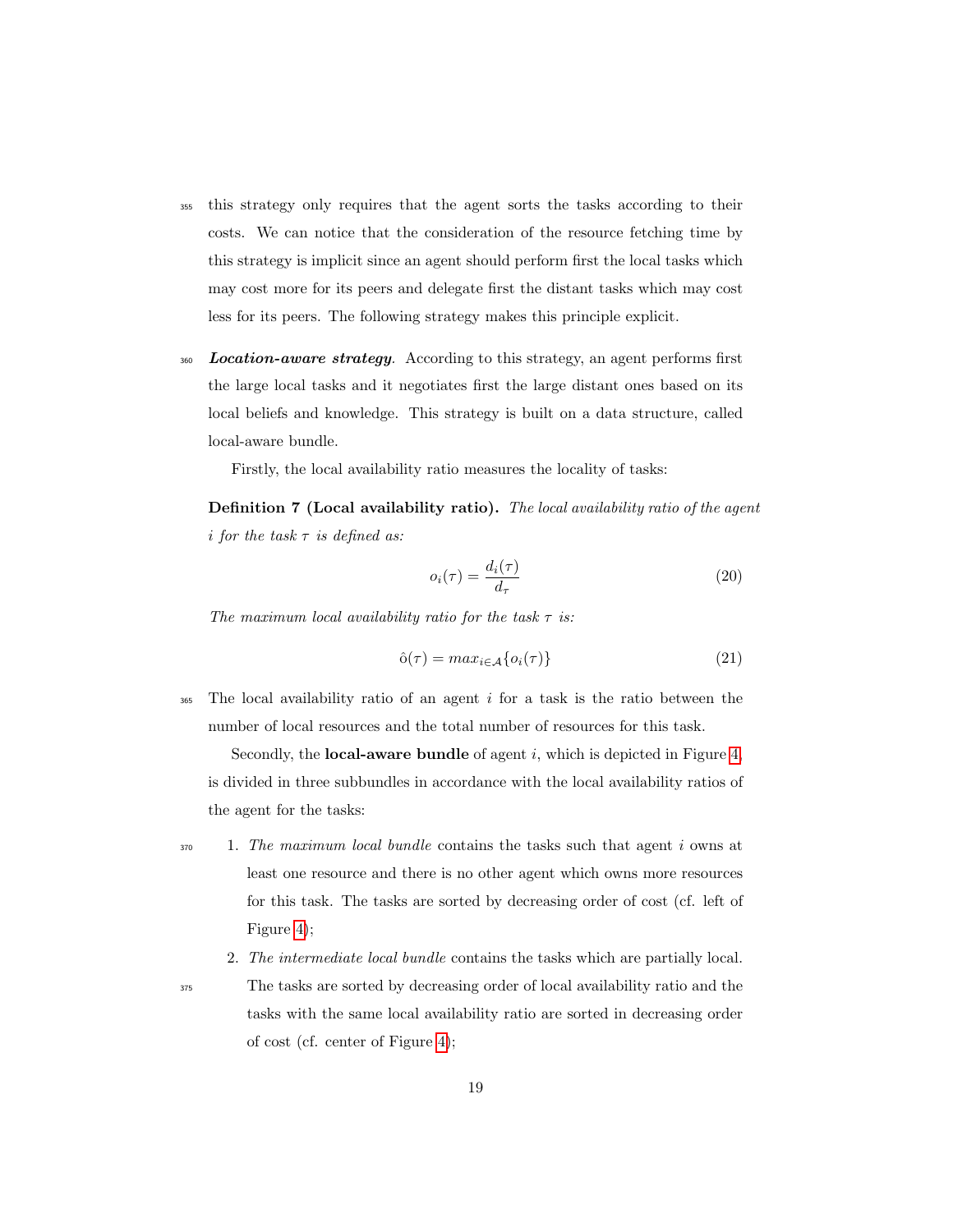this strategy only requires that the agent sorts the tasks according to their costs. We can notice that the consideration of the resource fetching time by this strategy is implicit since an agent should perform first the local tasks which may cost more for its peers and delegate first the distant tasks which may cost less for its peers. The following strategy makes this principle explicit.

***Location-aware strategy.*** According to this strategy, an agent performs first the large local tasks and it negotiates first the large distant ones based on its local beliefs and knowledge. This strategy is built on a data structure, called local-aware bundle.

Firstly, the local availability ratio measures the locality of tasks:

**Definition 7 (Local availability ratio).** *The local availability ratio of the agent $i$ for the task $\tau$ is defined as:*

$$o_i(\tau) = \frac{d_i(\tau)}{d_\tau} \tag{20}$$

*The maximum local availability ratio for the task $\tau$ is:*

$$\hat{o}(\tau) = max_{i \in \mathcal{A}}\{o_i(\tau)\} \tag{21}$$

The local availability ratio of an agent $i$ for a task is the ratio between the number of local resources and the total number of resources for this task.

Secondly, the **local-aware bundle** of agent $i$, which is depicted in Figure 4, is divided in three subbundles in accordance with the local availability ratios of the agent for the tasks:

1. *The maximum local bundle* contains the tasks such that agent $i$ owns at least one resource and there is no other agent which owns more resources for this task. The tasks are sorted by decreasing order of cost (cf. left of Figure 4);
2. *The intermediate local bundle* contains the tasks which are partially local. The tasks are sorted by decreasing order of local availability ratio and the tasks with the same local availability ratio are sorted in decreasing order of cost (cf. center of Figure 4);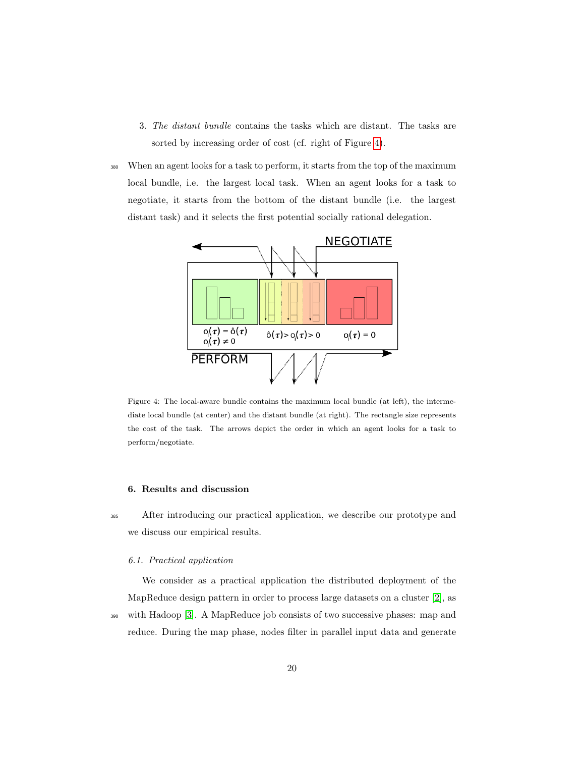3. *The distant bundle* contains the tasks which are distant. The tasks are sorted by increasing order of cost (cf. right of Figure 4).

When an agent looks for a task to perform, it starts from the top of the maximum local bundle, i.e. the largest local task. When an agent looks for a task to negotiate, it starts from the bottom of the distant bundle (i.e. the largest distant task) and it selects the first potential socially rational delegation.

Figure 4: The local-aware bundle contains the maximum local bundle (at left), the intermediate local bundle (at center) and the distant bundle (at right). The rectangle size represents the cost of the task. The arrows depict the order in which an agent looks for a task to perform/negotiate.

## 6. Results and discussion

After introducing our practical application, we describe our prototype and we discuss our empirical results.

### *6.1. Practical application*

We consider as a practical application the distributed deployment of the MapReduce design pattern in order to process large datasets on a cluster [2], as with Hadoop [3]. A MapReduce job consists of two successive phases: map and reduce. During the map phase, nodes filter in parallel input data and generate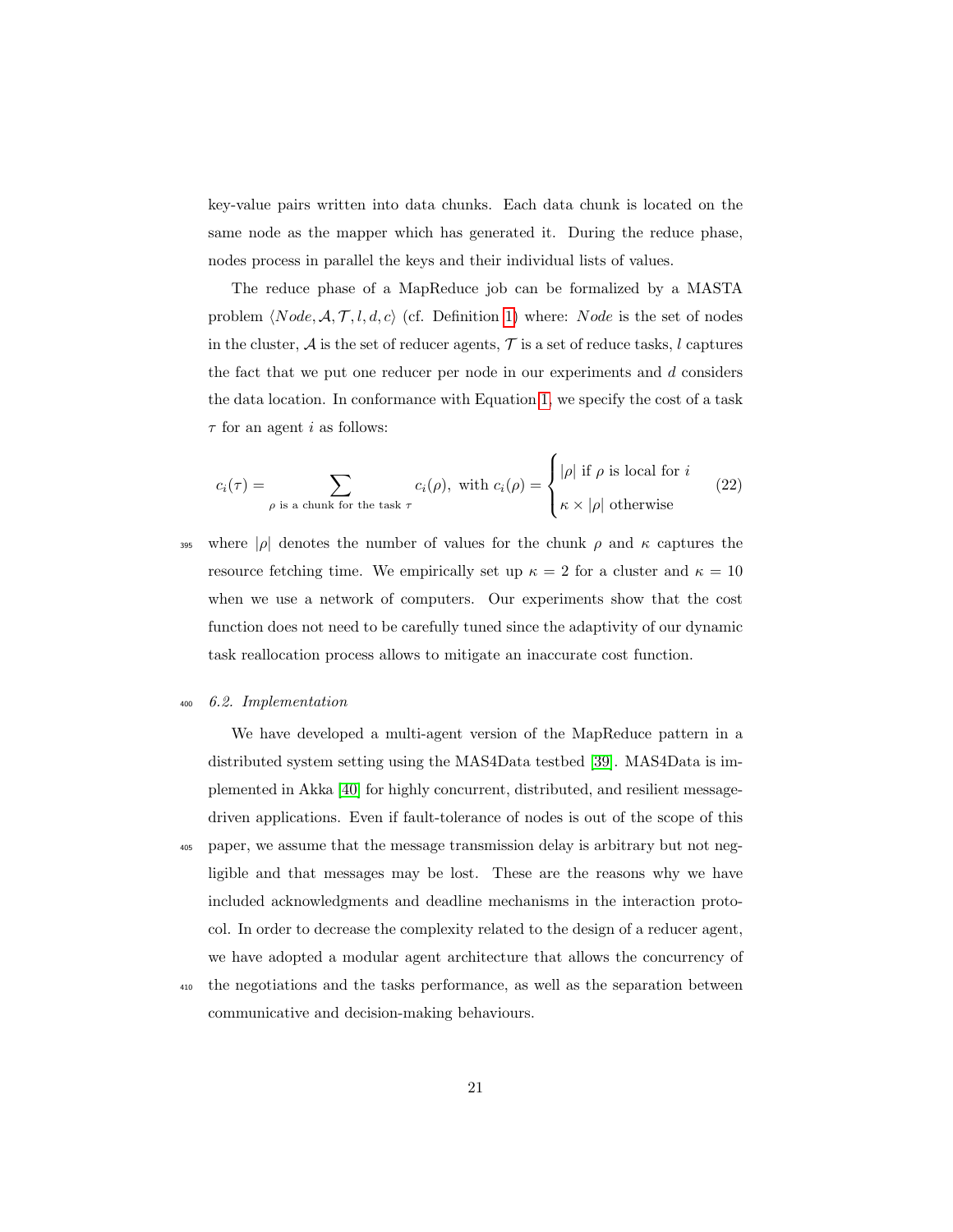key-value pairs written into data chunks. Each data chunk is located on the same node as the mapper which has generated it. During the reduce phase, nodes process in parallel the keys and their individual lists of values.

The reduce phase of a MapReduce job can be formalized by a MASTA problem $\langle Node, \mathcal{A}, \mathcal{T}, l, d, c\rangle$ (cf. Definition 1) where: $Node$ is the set of nodes in the cluster, $\mathcal{A}$ is the set of reducer agents, $\mathcal{T}$ is a set of reduce tasks, $l$ captures the fact that we put one reducer per node in our experiments and $d$ considers the data location. In conformance with Equation 1, we specify the cost of a task $\tau$ for an agent $i$ as follows:

$$c_i(\tau) = \sum_{\rho \text{ is a chunk for the task } \tau} c_i(\rho), \text{ with } c_i(\rho) = \begin{cases} |\rho| \text{ if } \rho \text{ is local for } i \\ \kappa \times |\rho| \text{ otherwise} \end{cases} \tag{22}$$

where $|\rho|$ denotes the number of values for the chunk $\rho$ and $\kappa$ captures the resource fetching time. We empirically set up $\kappa = 2$ for a cluster and $\kappa = 10$ when we use a network of computers. Our experiments show that the cost function does not need to be carefully tuned since the adaptivity of our dynamic task reallocation process allows to mitigate an inaccurate cost function.

### 6.2. Implementation

We have developed a multi-agent version of the MapReduce pattern in a distributed system setting using the MAS4Data testbed [39]. MAS4Data is implemented in Akka [40] for highly concurrent, distributed, and resilient message-driven applications. Even if fault-tolerance of nodes is out of the scope of this paper, we assume that the message transmission delay is arbitrary but not negligible and that messages may be lost. These are the reasons why we have included acknowledgments and deadline mechanisms in the interaction protocol. In order to decrease the complexity related to the design of a reducer agent, we have adopted a modular agent architecture that allows the concurrency of the negotiations and the tasks performance, as well as the separation between communicative and decision-making behaviours.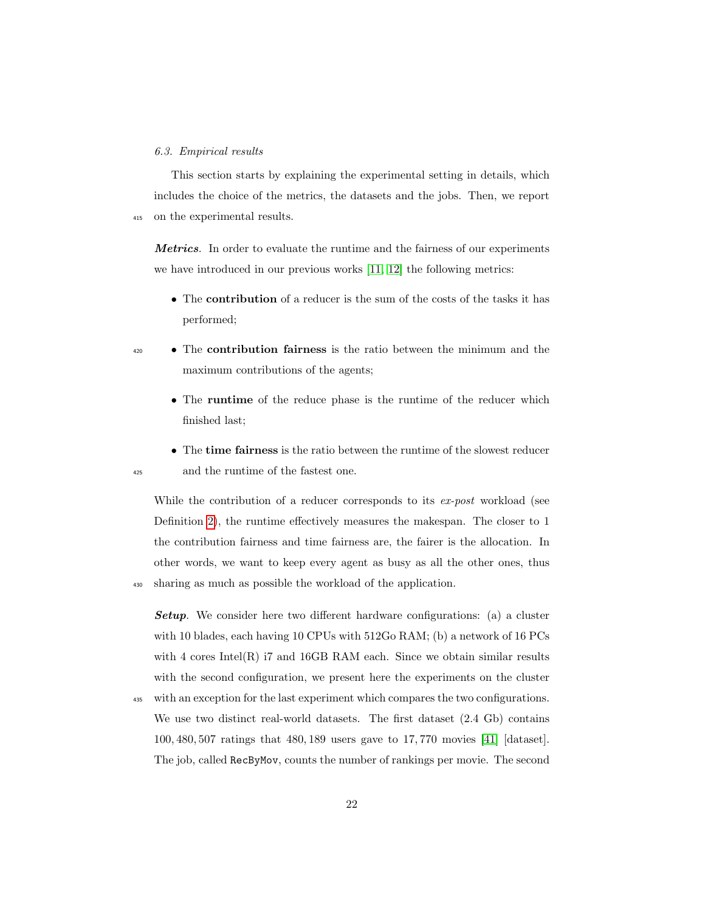### 6.3. Empirical results

This section starts by explaining the experimental setting in details, which includes the choice of the metrics, the datasets and the jobs. Then, we report on the experimental results.

***Metrics.*** In order to evaluate the runtime and the fairness of our experiments we have introduced in our previous works [11, 12] the following metrics:

- The **contribution** of a reducer is the sum of the costs of the tasks it has performed;
- The **contribution fairness** is the ratio between the minimum and the maximum contributions of the agents;
- The **runtime** of the reduce phase is the runtime of the reducer which finished last;
- The **time fairness** is the ratio between the runtime of the slowest reducer and the runtime of the fastest one.

While the contribution of a reducer corresponds to its *ex-post* workload (see Definition 2), the runtime effectively measures the makespan. The closer to 1 the contribution fairness and time fairness are, the fairer is the allocation. In other words, we want to keep every agent as busy as all the other ones, thus sharing as much as possible the workload of the application.

***Setup.*** We consider here two different hardware configurations: (a) a cluster with 10 blades, each having 10 CPUs with 512Go RAM; (b) a network of 16 PCs with 4 cores Intel(R) i7 and 16GB RAM each. Since we obtain similar results with the second configuration, we present here the experiments on the cluster with an exception for the last experiment which compares the two configurations. We use two distinct real-world datasets. The first dataset (2.4 Gb) contains 100, 480, 507 ratings that 480, 189 users gave to 17, 770 movies [41] [dataset]. The job, called `RecByMov`, counts the number of rankings per movie. The second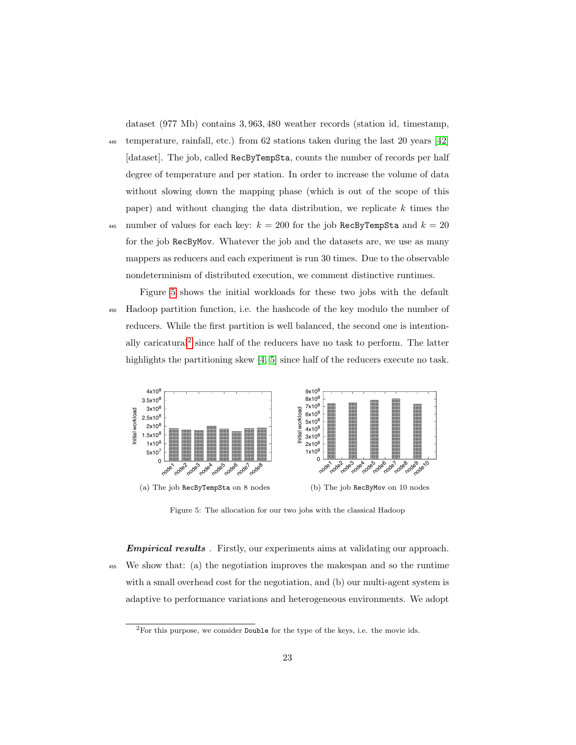dataset (977 Mb) contains 3,963,480 weather records (station id, timestamp, temperature, rainfall, etc.) from 62 stations taken during the last 20 years [42] [dataset]. The job, called `RecByTempSta`, counts the number of records per half degree of temperature and per station. In order to increase the volume of data without slowing down the mapping phase (which is out of the scope of this paper) and without changing the data distribution, we replicate $k$ times the number of values for each key: $k = 200$ for the job `RecByTempSta` and $k = 20$ for the job `RecByMov`. Whatever the job and the datasets are, we use as many mappers as reducers and each experiment is run 30 times. Due to the observable nondeterminism of distributed execution, we comment distinctive runtimes.

Figure 5 shows the initial workloads for these two jobs with the default Hadoop partition function, i.e. the hashcode of the key modulo the number of reducers. While the first partition is well balanced, the second one is intentionally caricatural[2] since half of the reducers have no task to perform. The latter highlights the partitioning skew [4, 5] since half of the reducers execute no task.

(a) The job `RecByTempSta` on 8 nodes

(b) The job `RecByMov` on 10 nodes

Figure 5: The allocation for our two jobs with the classical Hadoop

***Empirical results*** . Firstly, our experiments aims at validating our approach. We show that: (a) the negotiation improves the makespan and so the runtime with a small overhead cost for the negotiation, and (b) our multi-agent system is adaptive to performance variations and heterogeneous environments. We adopt

[2] For this purpose, we consider `Double` for the type of the keys, i.e. the movie ids.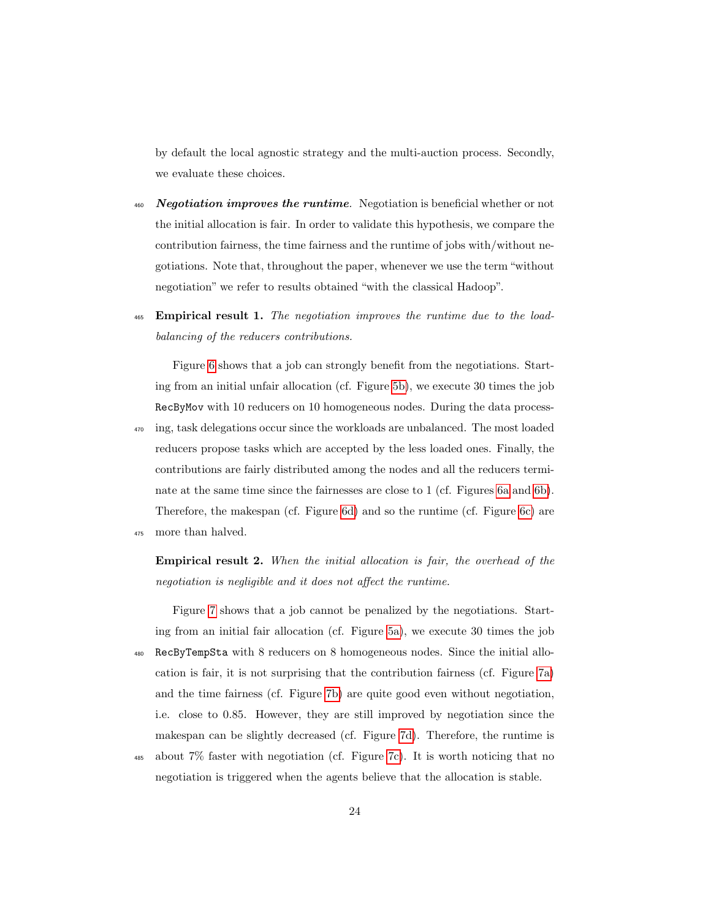by default the local agnostic strategy and the multi-auction process. Secondly, we evaluate these choices.

***Negotiation improves the runtime.*** Negotiation is beneficial whether or not the initial allocation is fair. In order to validate this hypothesis, we compare the contribution fairness, the time fairness and the runtime of jobs with/without negotiations. Note that, throughout the paper, whenever we use the term "without negotiation" we refer to results obtained "with the classical Hadoop".

**Empirical result 1.** *The negotiation improves the runtime due to the load-balancing of the reducers contributions.*

Figure 6 shows that a job can strongly benefit from the negotiations. Starting from an initial unfair allocation (cf. Figure 5b), we execute 30 times the job `RecByMov` with 10 reducers on 10 homogeneous nodes. During the data processing, task delegations occur since the workloads are unbalanced. The most loaded reducers propose tasks which are accepted by the less loaded ones. Finally, the contributions are fairly distributed among the nodes and all the reducers terminate at the same time since the fairnesses are close to 1 (cf. Figures 6a and 6b). Therefore, the makespan (cf. Figure 6d) and so the runtime (cf. Figure 6c) are more than halved.

**Empirical result 2.** *When the initial allocation is fair, the overhead of the negotiation is negligible and it does not affect the runtime.*

Figure 7 shows that a job cannot be penalized by the negotiations. Starting from an initial fair allocation (cf. Figure 5a), we execute 30 times the job `RecByTempSta` with 8 reducers on 8 homogeneous nodes. Since the initial allocation is fair, it is not surprising that the contribution fairness (cf. Figure 7a) and the time fairness (cf. Figure 7b) are quite good even without negotiation, i.e. close to 0.85. However, they are still improved by negotiation since the makespan can be slightly decreased (cf. Figure 7d). Therefore, the runtime is about 7% faster with negotiation (cf. Figure 7c). It is worth noticing that no negotiation is triggered when the agents believe that the allocation is stable.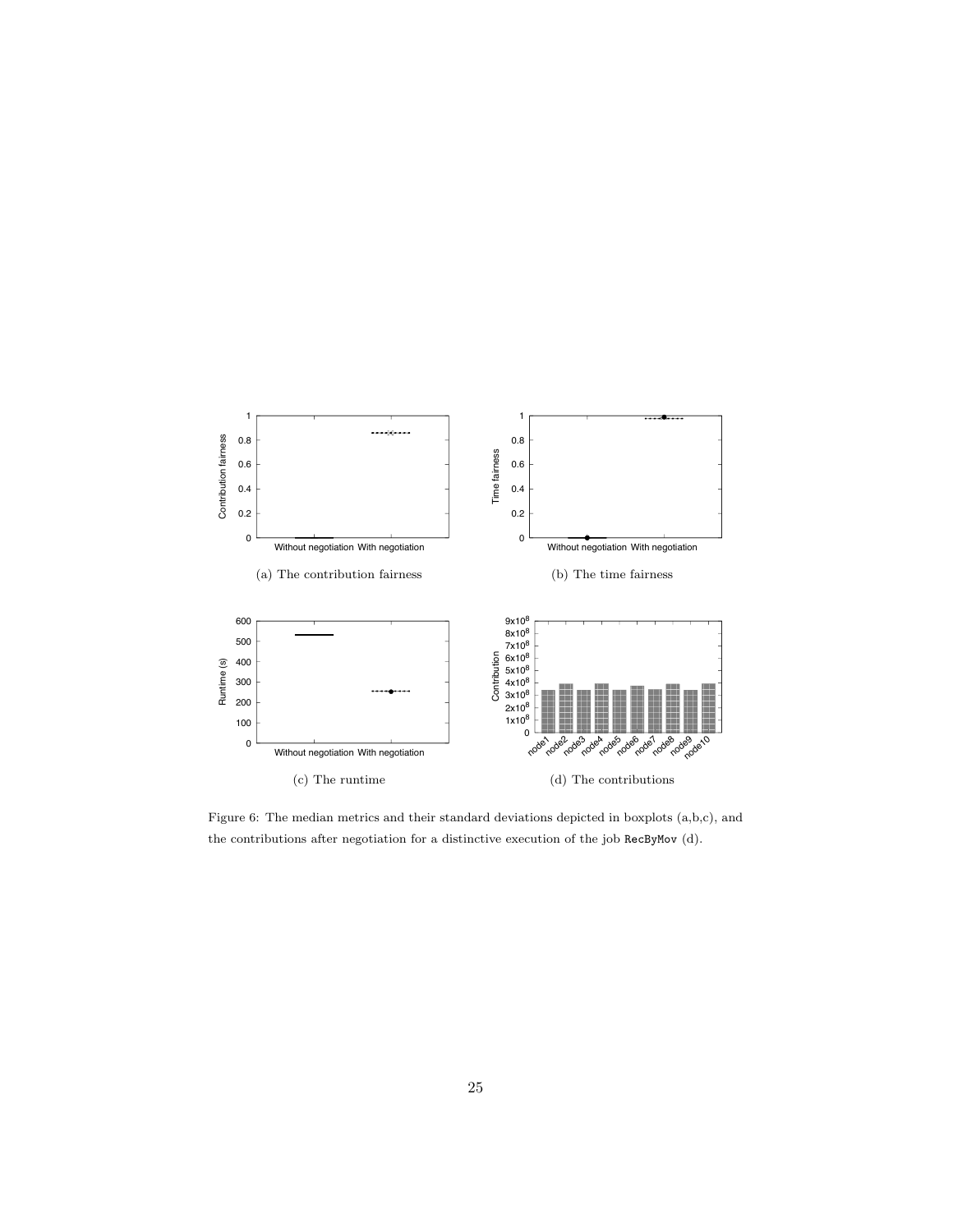(a) The contribution fairness

(b) The time fairness

(c) The runtime

(d) The contributions

Figure 6: The median metrics and their standard deviations depicted in boxplots (a,b,c), and the contributions after negotiation for a distinctive execution of the job `RecByMov` (d).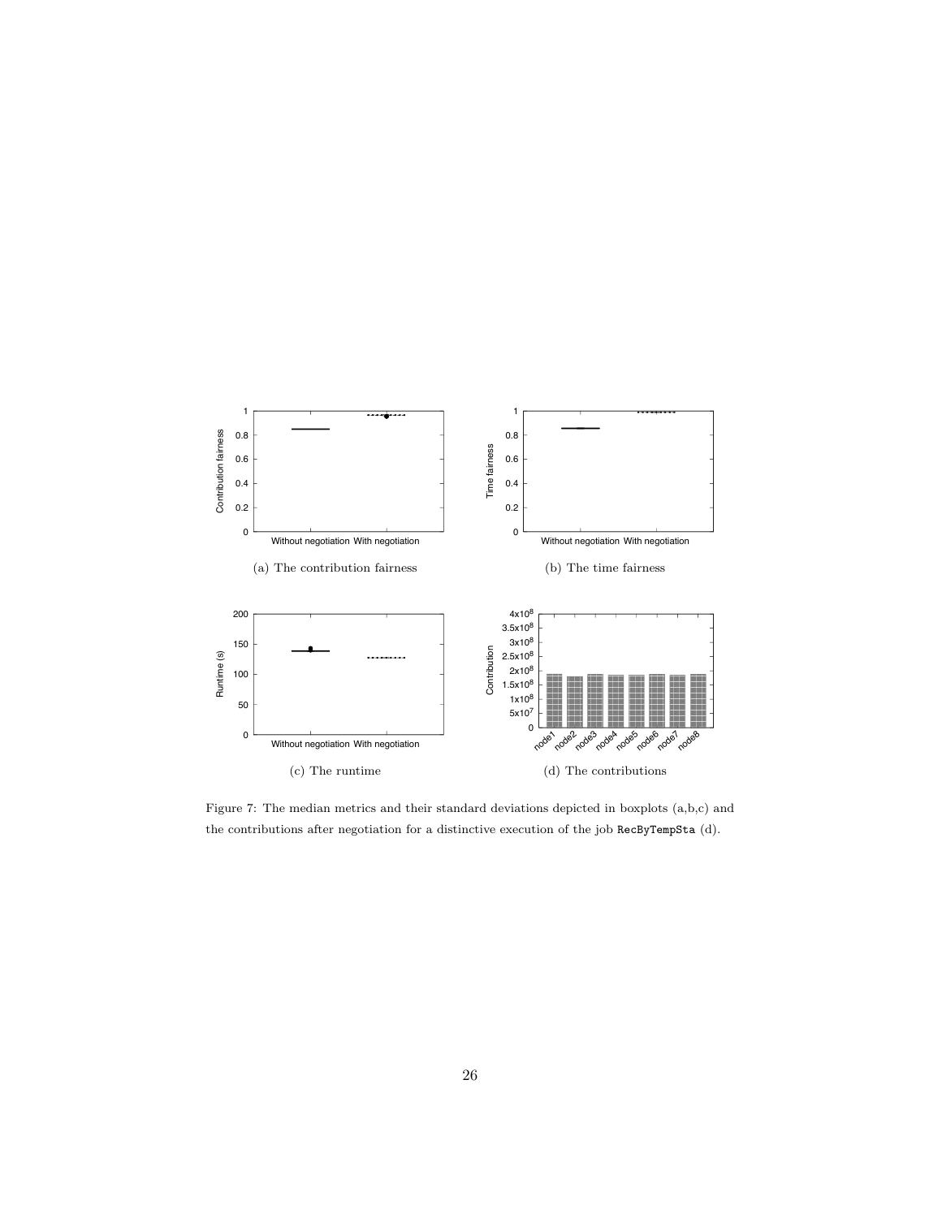(a) The contribution fairness

(b) The time fairness

(c) The runtime

(d) The contributions

Figure 7: The median metrics and their standard deviations depicted in boxplots (a,b,c) and the contributions after negotiation for a distinctive execution of the job `RecByTempSta` (d).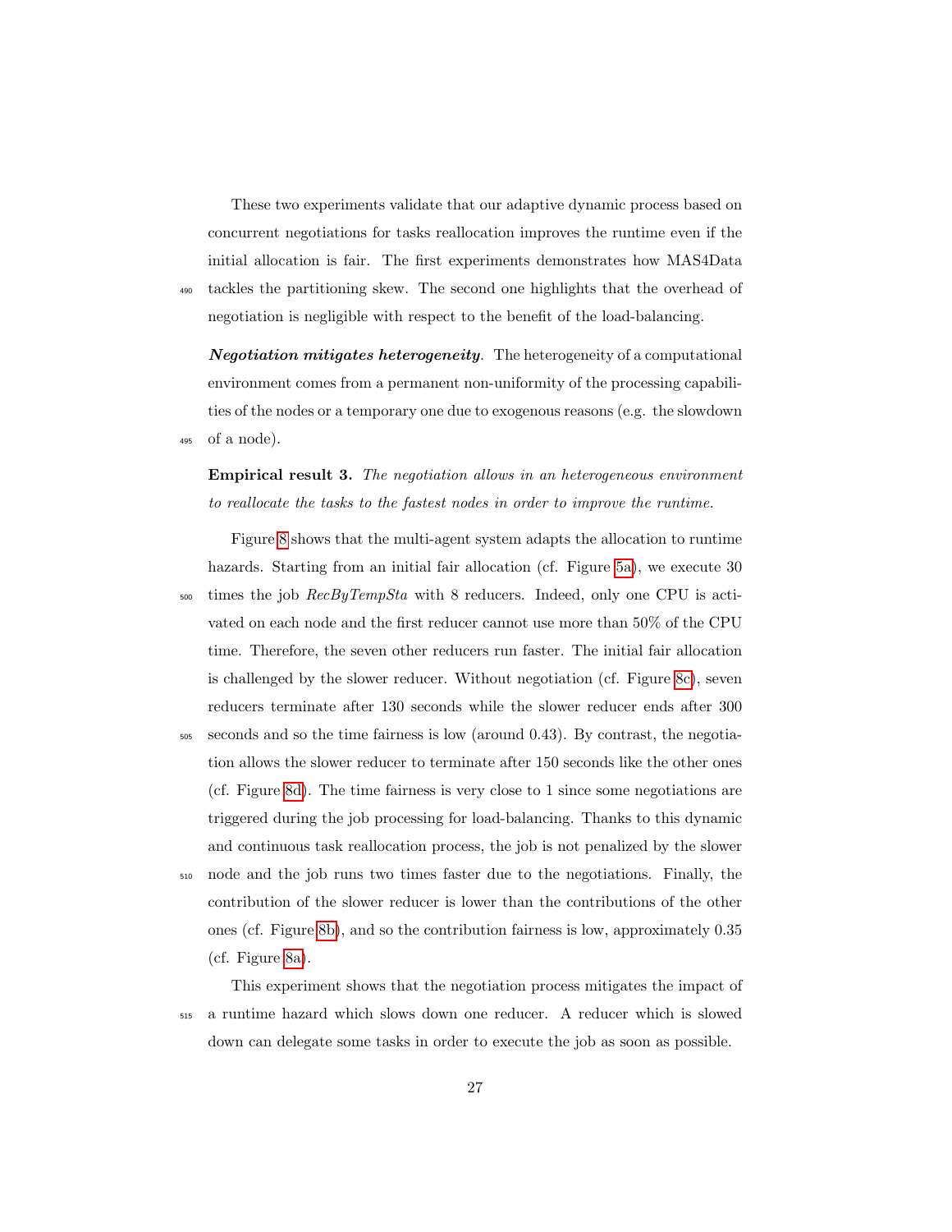These two experiments validate that our adaptive dynamic process based on concurrent negotiations for tasks reallocation improves the runtime even if the initial allocation is fair. The first experiments demonstrates how MAS4Data tackles the partitioning skew. The second one highlights that the overhead of negotiation is negligible with respect to the benefit of the load-balancing.

***Negotiation mitigates heterogeneity.*** The heterogeneity of a computational environment comes from a permanent non-uniformity of the processing capabilities of the nodes or a temporary one due to exogenous reasons (e.g. the slowdown of a node).

**Empirical result 3.** *The negotiation allows in an heterogeneous environment to reallocate the tasks to the fastest nodes in order to improve the runtime.*

Figure 8 shows that the multi-agent system adapts the allocation to runtime hazards. Starting from an initial fair allocation (cf. Figure 5a), we execute 30 times the job *RecByTempSta* with 8 reducers. Indeed, only one CPU is activated on each node and the first reducer cannot use more than 50% of the CPU time. Therefore, the seven other reducers run faster. The initial fair allocation is challenged by the slower reducer. Without negotiation (cf. Figure 8c), seven reducers terminate after 130 seconds while the slower reducer ends after 300 seconds and so the time fairness is low (around 0.43). By contrast, the negotiation allows the slower reducer to terminate after 150 seconds like the other ones (cf. Figure 8d). The time fairness is very close to 1 since some negotiations are triggered during the job processing for load-balancing. Thanks to this dynamic and continuous task reallocation process, the job is not penalized by the slower node and the job runs two times faster due to the negotiations. Finally, the contribution of the slower reducer is lower than the contributions of the other ones (cf. Figure 8b), and so the contribution fairness is low, approximately 0.35 (cf. Figure 8a).

This experiment shows that the negotiation process mitigates the impact of a runtime hazard which slows down one reducer. A reducer which is slowed down can delegate some tasks in order to execute the job as soon as possible.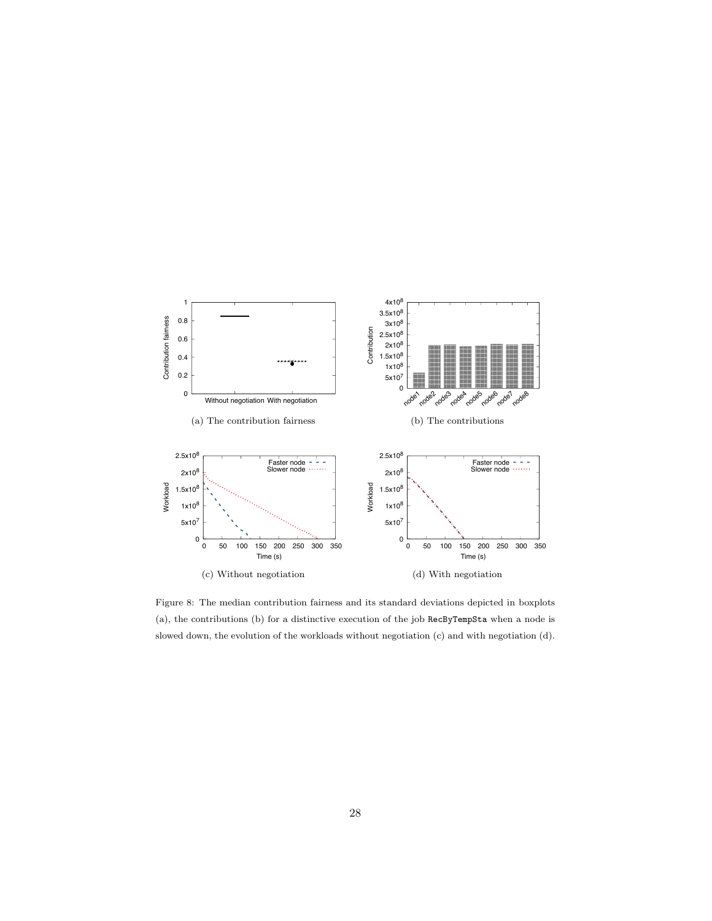(a) The contribution fairness

(b) The contributions

(c) Without negotiation

(d) With negotiation

Figure 8: The median contribution fairness and its standard deviations depicted in boxplots (a), the contributions (b) for a distinctive execution of the job `RecByTempSta` when a node is slowed down, the evolution of the workloads without negotiation (c) and with negotiation (d).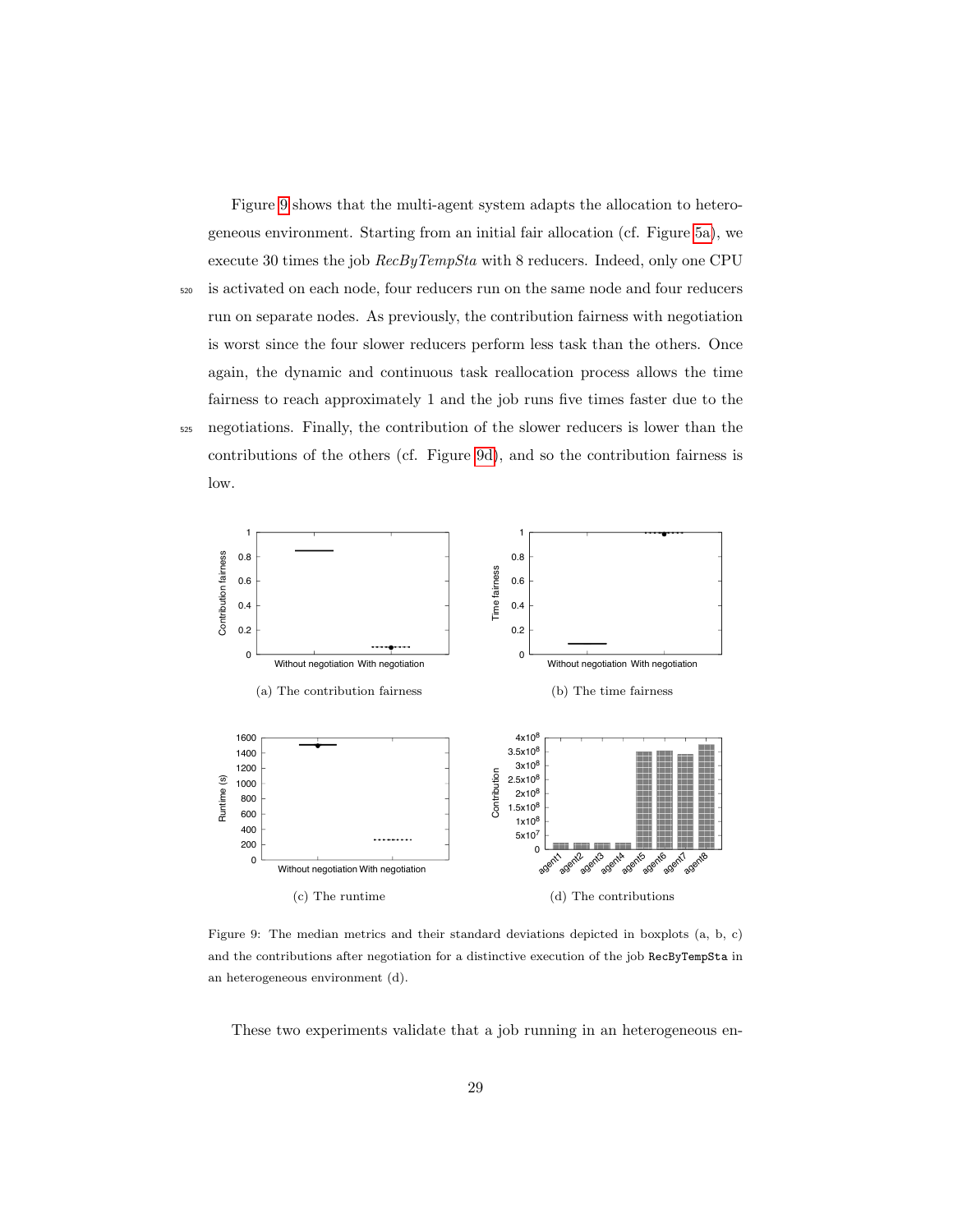Figure 9 shows that the multi-agent system adapts the allocation to heterogeneous environment. Starting from an initial fair allocation (cf. Figure 5a), we execute 30 times the job *RecByTempSta* with 8 reducers. Indeed, only one CPU is activated on each node, four reducers run on the same node and four reducers run on separate nodes. As previously, the contribution fairness with negotiation is worst since the four slower reducers perform less task than the others. Once again, the dynamic and continuous task reallocation process allows the time fairness to reach approximately 1 and the job runs five times faster due to the negotiations. Finally, the contribution of the slower reducers is lower than the contributions of the others (cf. Figure 9d), and so the contribution fairness is low.

(a) The contribution fairness

(b) The time fairness

(c) The runtime

(d) The contributions

Figure 9: The median metrics and their standard deviations depicted in boxplots (a, b, c) and the contributions after negotiation for a distinctive execution of the job `RecByTempSta` in an heterogeneous environment (d).

These two experiments validate that a job running in an heterogeneous en-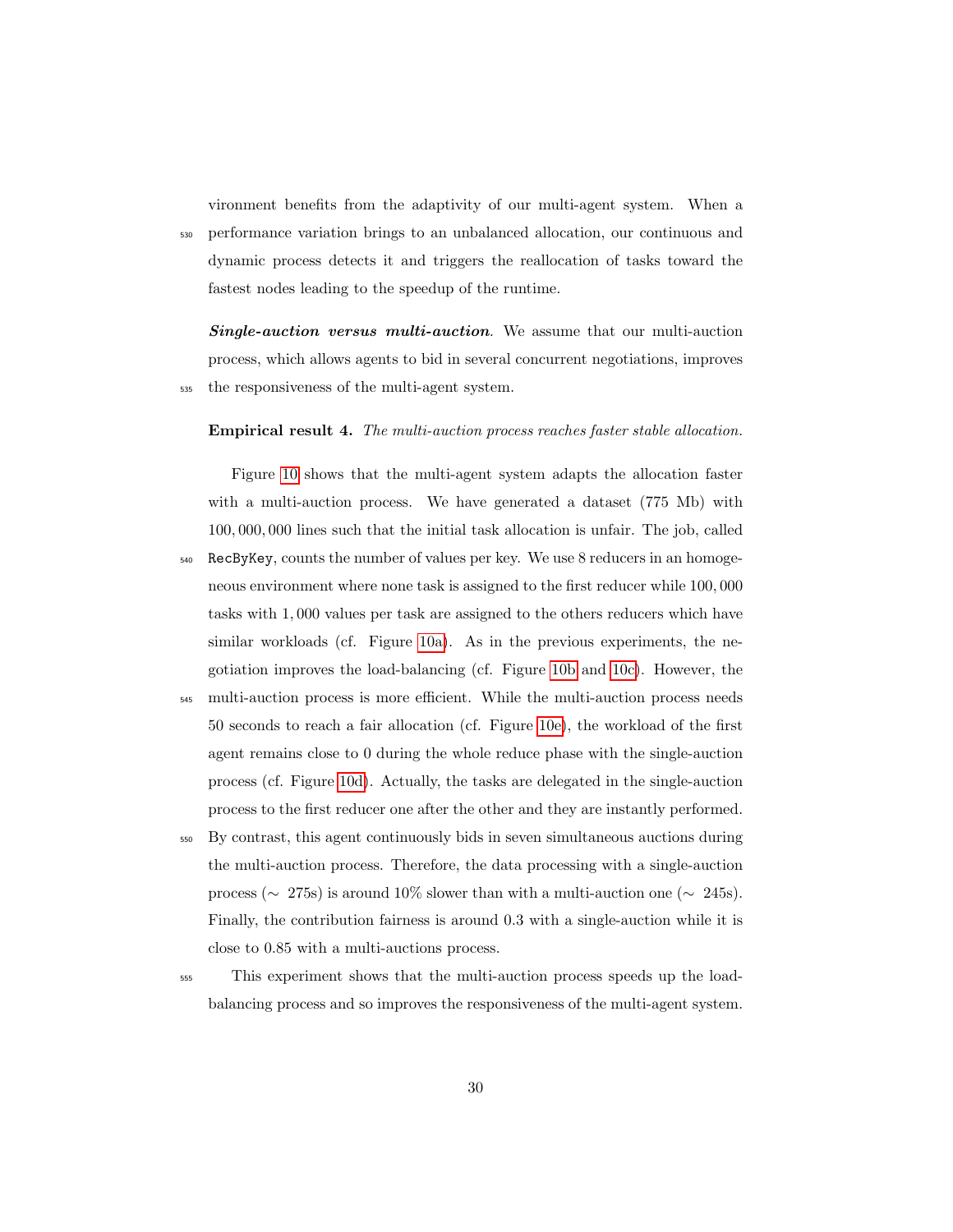vironment benefits from the adaptivity of our multi-agent system. When a performance variation brings to an unbalanced allocation, our continuous and dynamic process detects it and triggers the reallocation of tasks toward the fastest nodes leading to the speedup of the runtime.

***Single-auction versus multi-auction.*** We assume that our multi-auction process, which allows agents to bid in several concurrent negotiations, improves the responsiveness of the multi-agent system.

**Empirical result 4.** *The multi-auction process reaches faster stable allocation.*

Figure 10 shows that the multi-agent system adapts the allocation faster with a multi-auction process. We have generated a dataset (775 Mb) with 100,000,000 lines such that the initial task allocation is unfair. The job, called `RecByKey`, counts the number of values per key. We use 8 reducers in an homogeneous environment where none task is assigned to the first reducer while 100,000 tasks with 1,000 values per task are assigned to the others reducers which have similar workloads (cf. Figure 10a). As in the previous experiments, the negotiation improves the load-balancing (cf. Figure 10b and 10c). However, the multi-auction process is more efficient. While the multi-auction process needs 50 seconds to reach a fair allocation (cf. Figure 10e), the workload of the first agent remains close to 0 during the whole reduce phase with the single-auction process (cf. Figure 10d). Actually, the tasks are delegated in the single-auction process to the first reducer one after the other and they are instantly performed. By contrast, this agent continuously bids in seven simultaneous auctions during the multi-auction process. Therefore, the data processing with a single-auction process ($\sim$ 275s) is around 10% slower than with a multi-auction one ($\sim$ 245s). Finally, the contribution fairness is around 0.3 with a single-auction while it is close to 0.85 with a multi-auctions process.

This experiment shows that the multi-auction process speeds up the load-balancing process and so improves the responsiveness of the multi-agent system.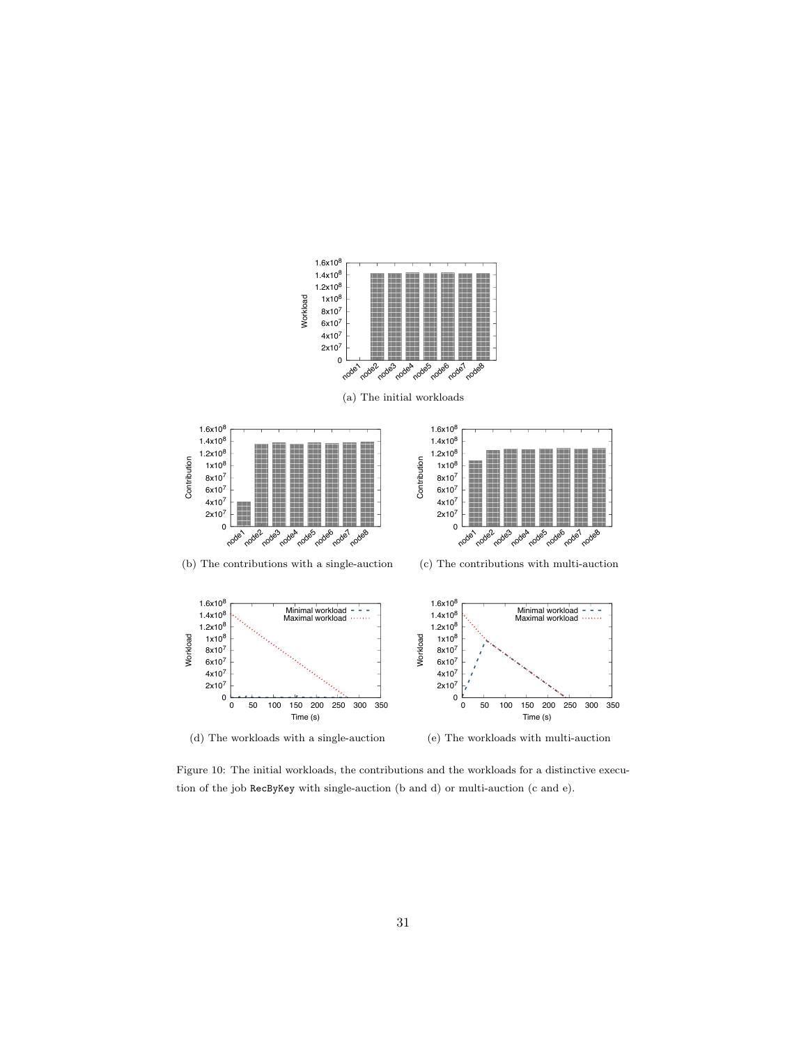(a) The initial workloads

(b) The contributions with a single-auction

(c) The contributions with multi-auction

(d) The workloads with a single-auction

(e) The workloads with multi-auction

Figure 10: The initial workloads, the contributions and the workloads for a distinctive execution of the job `RecByKey` with single-auction (b and d) or multi-auction (c and e).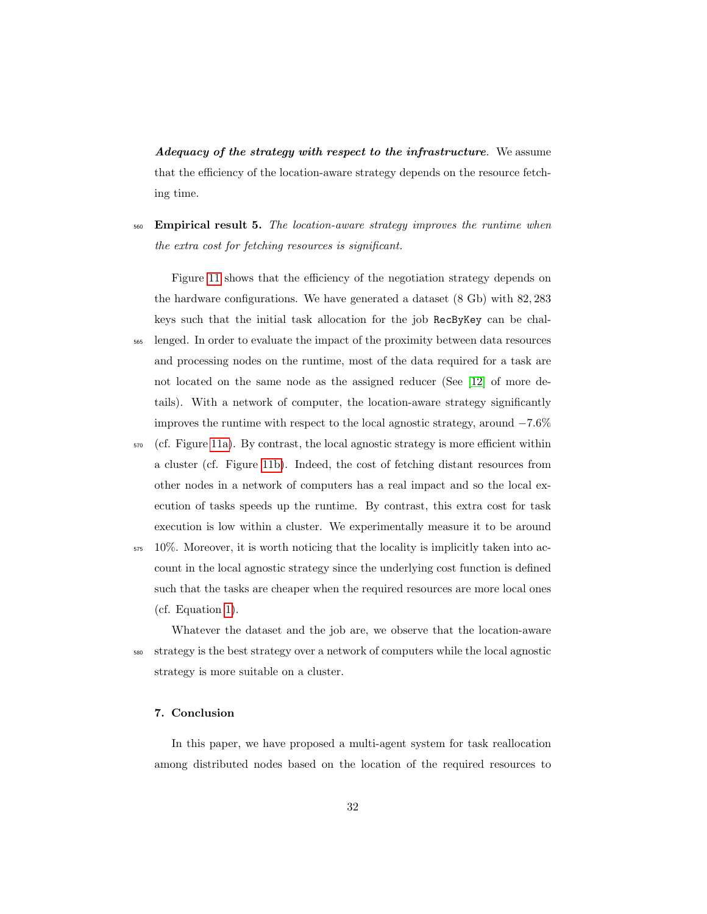***Adequacy of the strategy with respect to the infrastructure***. We assume that the efficiency of the location-aware strategy depends on the resource fetching time.

**Empirical result 5.** *The location-aware strategy improves the runtime when the extra cost for fetching resources is significant.*

Figure 11 shows that the efficiency of the negotiation strategy depends on the hardware configurations. We have generated a dataset (8 Gb) with 82,283 keys such that the initial task allocation for the job `RecByKey` can be challenged. In order to evaluate the impact of the proximity between data resources and processing nodes on the runtime, most of the data required for a task are not located on the same node as the assigned reducer (See [12] of more details). With a network of computer, the location-aware strategy significantly improves the runtime with respect to the local agnostic strategy, around $-7.6\%$ (cf. Figure 11a). By contrast, the local agnostic strategy is more efficient within a cluster (cf. Figure 11b). Indeed, the cost of fetching distant resources from other nodes in a network of computers has a real impact and so the local execution of tasks speeds up the runtime. By contrast, this extra cost for task execution is low within a cluster. We experimentally measure it to be around 10%. Moreover, it is worth noticing that the locality is implicitly taken into account in the local agnostic strategy since the underlying cost function is defined such that the tasks are cheaper when the required resources are more local ones (cf. Equation 1).

Whatever the dataset and the job are, we observe that the location-aware strategy is the best strategy over a network of computers while the local agnostic strategy is more suitable on a cluster.

## 7. Conclusion

In this paper, we have proposed a multi-agent system for task reallocation among distributed nodes based on the location of the required resources to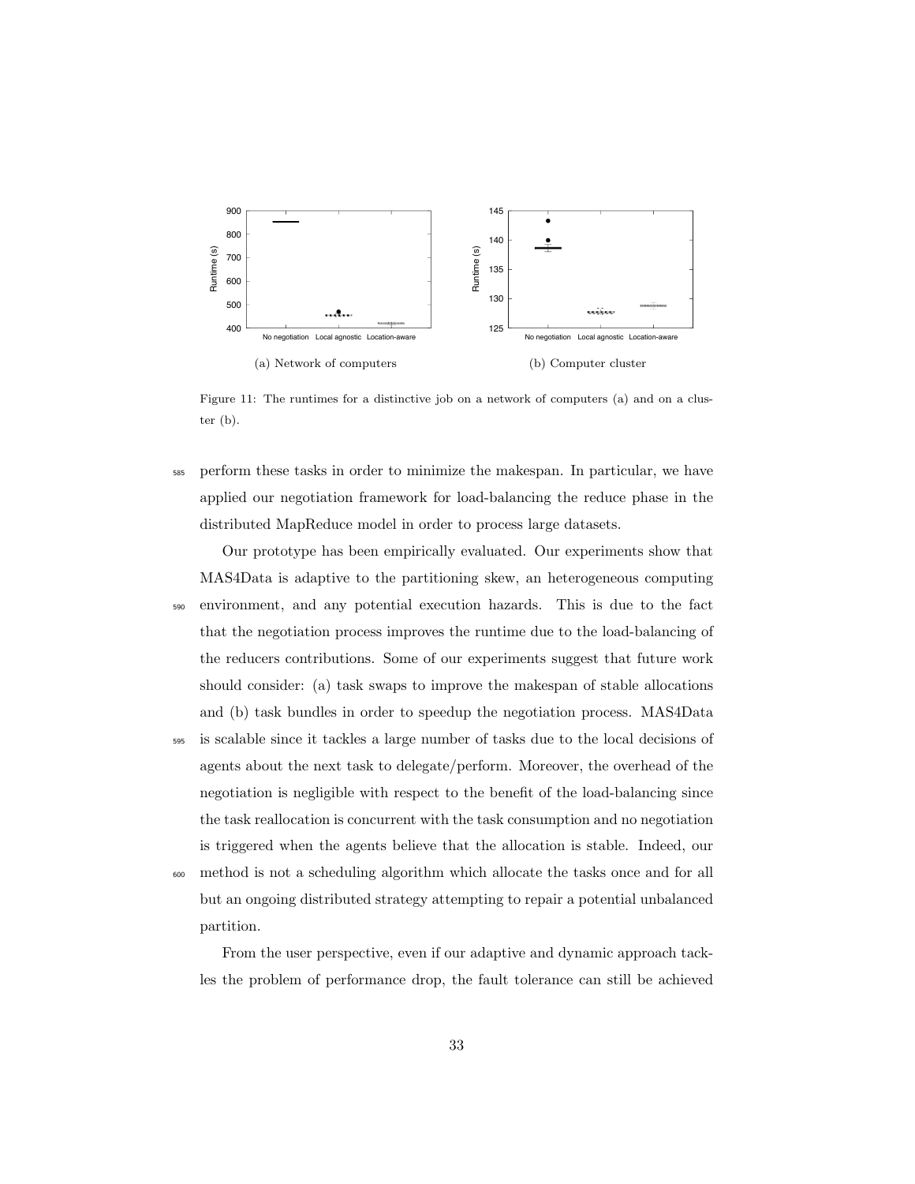Figure 11: The runtimes for a distinctive job on a network of computers (a) and on a cluster (b).

perform these tasks in order to minimize the makespan. In particular, we have applied our negotiation framework for load-balancing the reduce phase in the distributed MapReduce model in order to process large datasets.

Our prototype has been empirically evaluated. Our experiments show that MAS4Data is adaptive to the partitioning skew, an heterogeneous computing environment, and any potential execution hazards. This is due to the fact that the negotiation process improves the runtime due to the load-balancing of the reducers contributions. Some of our experiments suggest that future work should consider: (a) task swaps to improve the makespan of stable allocations and (b) task bundles in order to speedup the negotiation process. MAS4Data is scalable since it tackles a large number of tasks due to the local decisions of agents about the next task to delegate/perform. Moreover, the overhead of the negotiation is negligible with respect to the benefit of the load-balancing since the task reallocation is concurrent with the task consumption and no negotiation is triggered when the agents believe that the allocation is stable. Indeed, our method is not a scheduling algorithm which allocate the tasks once and for all but an ongoing distributed strategy attempting to repair a potential unbalanced partition.

From the user perspective, even if our adaptive and dynamic approach tackles the problem of performance drop, the fault tolerance can still be achieved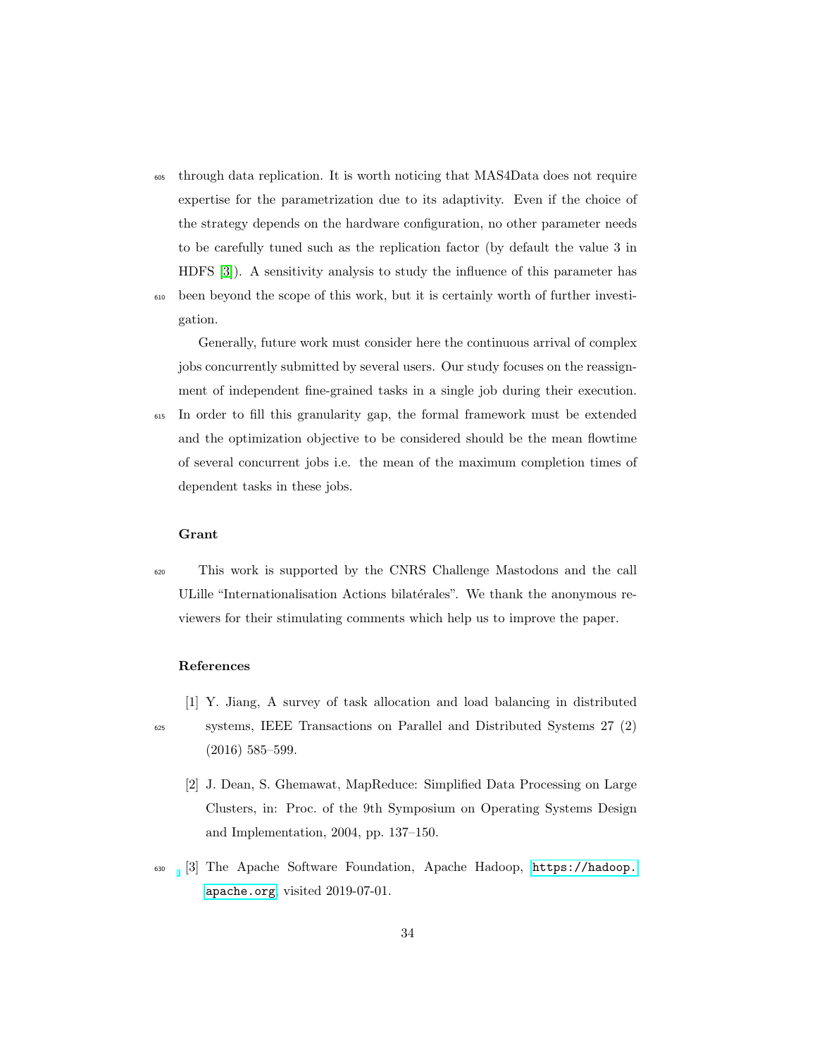through data replication. It is worth noticing that MAS4Data does not require expertise for the parametrization due to its adaptivity. Even if the choice of the strategy depends on the hardware configuration, no other parameter needs to be carefully tuned such as the replication factor (by default the value 3 in HDFS [3]). A sensitivity analysis to study the influence of this parameter has been beyond the scope of this work, but it is certainly worth of further investigation.

Generally, future work must consider here the continuous arrival of complex jobs concurrently submitted by several users. Our study focuses on the reassignment of independent fine-grained tasks in a single job during their execution. In order to fill this granularity gap, the formal framework must be extended and the optimization objective to be considered should be the mean flowtime of several concurrent jobs i.e. the mean of the maximum completion times of dependent tasks in these jobs.

### Grant

This work is supported by the CNRS Challenge Mastodons and the call ULille "Internationalisation Actions bilatérales". We thank the anonymous reviewers for their stimulating comments which help us to improve the paper.

### References

[1] Y. Jiang, A survey of task allocation and load balancing in distributed systems, IEEE Transactions on Parallel and Distributed Systems 27 (2) (2016) 585–599.

[2] J. Dean, S. Ghemawat, MapReduce: Simplified Data Processing on Large Clusters, in: Proc. of the 9th Symposium on Operating Systems Design and Implementation, 2004, pp. 137–150.

[3] The Apache Software Foundation, Apache Hadoop, https://hadoop.apache.org, visited 2019-07-01.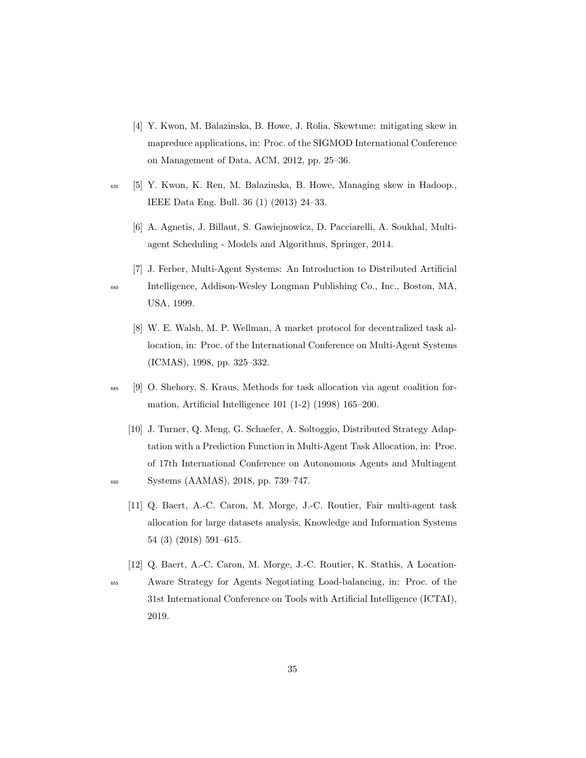[4] Y. Kwon, M. Balazinska, B. Howe, J. Rolia, Skewtune: mitigating skew in mapreduce applications, in: Proc. of the SIGMOD International Conference on Management of Data, ACM, 2012, pp. 25–36.

[5] Y. Kwon, K. Ren, M. Balazinska, B. Howe, Managing skew in Hadoop., IEEE Data Eng. Bull. 36 (1) (2013) 24–33.

[6] A. Agnetis, J. Billaut, S. Gawiejnowicz, D. Pacciarelli, A. Soukhal, Multiagent Scheduling - Models and Algorithms, Springer, 2014.

[7] J. Ferber, Multi-Agent Systems: An Introduction to Distributed Artificial Intelligence, Addison-Wesley Longman Publishing Co., Inc., Boston, MA, USA, 1999.

[8] W. E. Walsh, M. P. Wellman, A market protocol for decentralized task allocation, in: Proc. of the International Conference on Multi-Agent Systems (ICMAS), 1998, pp. 325–332.

[9] O. Shehory, S. Kraus, Methods for task allocation via agent coalition formation, Artificial Intelligence 101 (1-2) (1998) 165–200.

[10] J. Turner, Q. Meng, G. Schaefer, A. Soltoggio, Distributed Strategy Adaptation with a Prediction Function in Multi-Agent Task Allocation, in: Proc. of 17th International Conference on Autonomous Agents and Multiagent Systems (AAMAS), 2018, pp. 739–747.

[11] Q. Baert, A.-C. Caron, M. Morge, J.-C. Routier, Fair multi-agent task allocation for large datasets analysis, Knowledge and Information Systems 54 (3) (2018) 591–615.

[12] Q. Baert, A.-C. Caron, M. Morge, J.-C. Routier, K. Stathis, A Location-Aware Strategy for Agents Negotiating Load-balancing, in: Proc. of the 31st International Conference on Tools with Artificial Intelligence (ICTAI), 2019.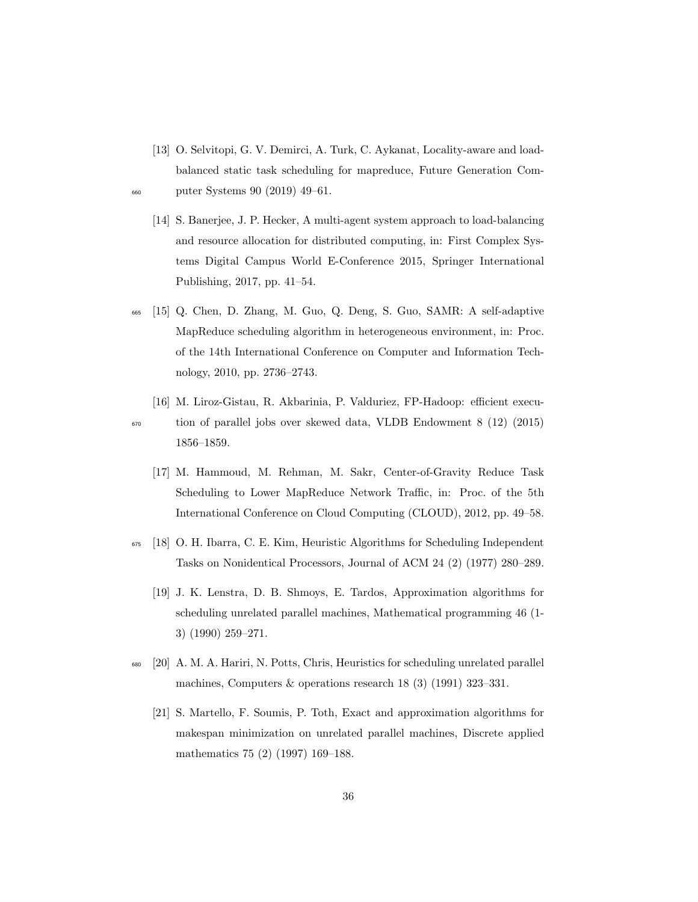[13] O. Selvitopi, G. V. Demirci, A. Turk, C. Aykanat, Locality-aware and load-balanced static task scheduling for mapreduce, Future Generation Computer Systems 90 (2019) 49–61.

[14] S. Banerjee, J. P. Hecker, A multi-agent system approach to load-balancing and resource allocation for distributed computing, in: First Complex Systems Digital Campus World E-Conference 2015, Springer International Publishing, 2017, pp. 41–54.

[15] Q. Chen, D. Zhang, M. Guo, Q. Deng, S. Guo, SAMR: A self-adaptive MapReduce scheduling algorithm in heterogeneous environment, in: Proc. of the 14th International Conference on Computer and Information Technology, 2010, pp. 2736–2743.

[16] M. Liroz-Gistau, R. Akbarinia, P. Valduriez, FP-Hadoop: efficient execution of parallel jobs over skewed data, VLDB Endowment 8 (12) (2015) 1856–1859.

[17] M. Hammoud, M. Rehman, M. Sakr, Center-of-Gravity Reduce Task Scheduling to Lower MapReduce Network Traffic, in: Proc. of the 5th International Conference on Cloud Computing (CLOUD), 2012, pp. 49–58.

[18] O. H. Ibarra, C. E. Kim, Heuristic Algorithms for Scheduling Independent Tasks on Nonidentical Processors, Journal of ACM 24 (2) (1977) 280–289.

[19] J. K. Lenstra, D. B. Shmoys, E. Tardos, Approximation algorithms for scheduling unrelated parallel machines, Mathematical programming 46 (1-3) (1990) 259–271.

[20] A. M. A. Hariri, N. Potts, Chris, Heuristics for scheduling unrelated parallel machines, Computers & operations research 18 (3) (1991) 323–331.

[21] S. Martello, F. Soumis, P. Toth, Exact and approximation algorithms for makespan minimization on unrelated parallel machines, Discrete applied mathematics 75 (2) (1997) 169–188.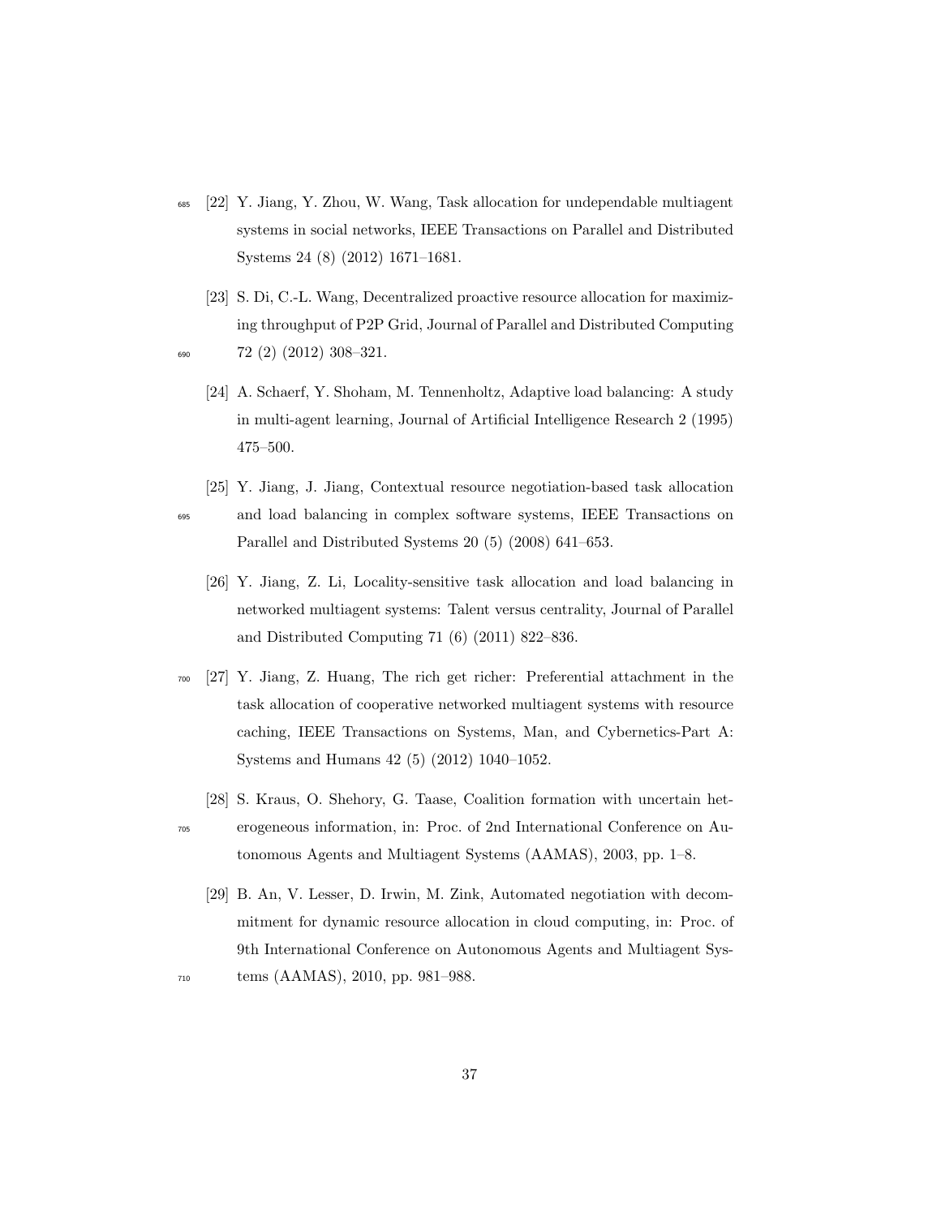[22] Y. Jiang, Y. Zhou, W. Wang, Task allocation for undependable multiagent systems in social networks, IEEE Transactions on Parallel and Distributed Systems 24 (8) (2012) 1671–1681.

[23] S. Di, C.-L. Wang, Decentralized proactive resource allocation for maximizing throughput of P2P Grid, Journal of Parallel and Distributed Computing 72 (2) (2012) 308–321.

[24] A. Schaerf, Y. Shoham, M. Tennenholtz, Adaptive load balancing: A study in multi-agent learning, Journal of Artificial Intelligence Research 2 (1995) 475–500.

[25] Y. Jiang, J. Jiang, Contextual resource negotiation-based task allocation and load balancing in complex software systems, IEEE Transactions on Parallel and Distributed Systems 20 (5) (2008) 641–653.

[26] Y. Jiang, Z. Li, Locality-sensitive task allocation and load balancing in networked multiagent systems: Talent versus centrality, Journal of Parallel and Distributed Computing 71 (6) (2011) 822–836.

[27] Y. Jiang, Z. Huang, The rich get richer: Preferential attachment in the task allocation of cooperative networked multiagent systems with resource caching, IEEE Transactions on Systems, Man, and Cybernetics-Part A: Systems and Humans 42 (5) (2012) 1040–1052.

[28] S. Kraus, O. Shehory, G. Taase, Coalition formation with uncertain heterogeneous information, in: Proc. of 2nd International Conference on Autonomous Agents and Multiagent Systems (AAMAS), 2003, pp. 1–8.

[29] B. An, V. Lesser, D. Irwin, M. Zink, Automated negotiation with decommitment for dynamic resource allocation in cloud computing, in: Proc. of 9th International Conference on Autonomous Agents and Multiagent Systems (AAMAS), 2010, pp. 981–988.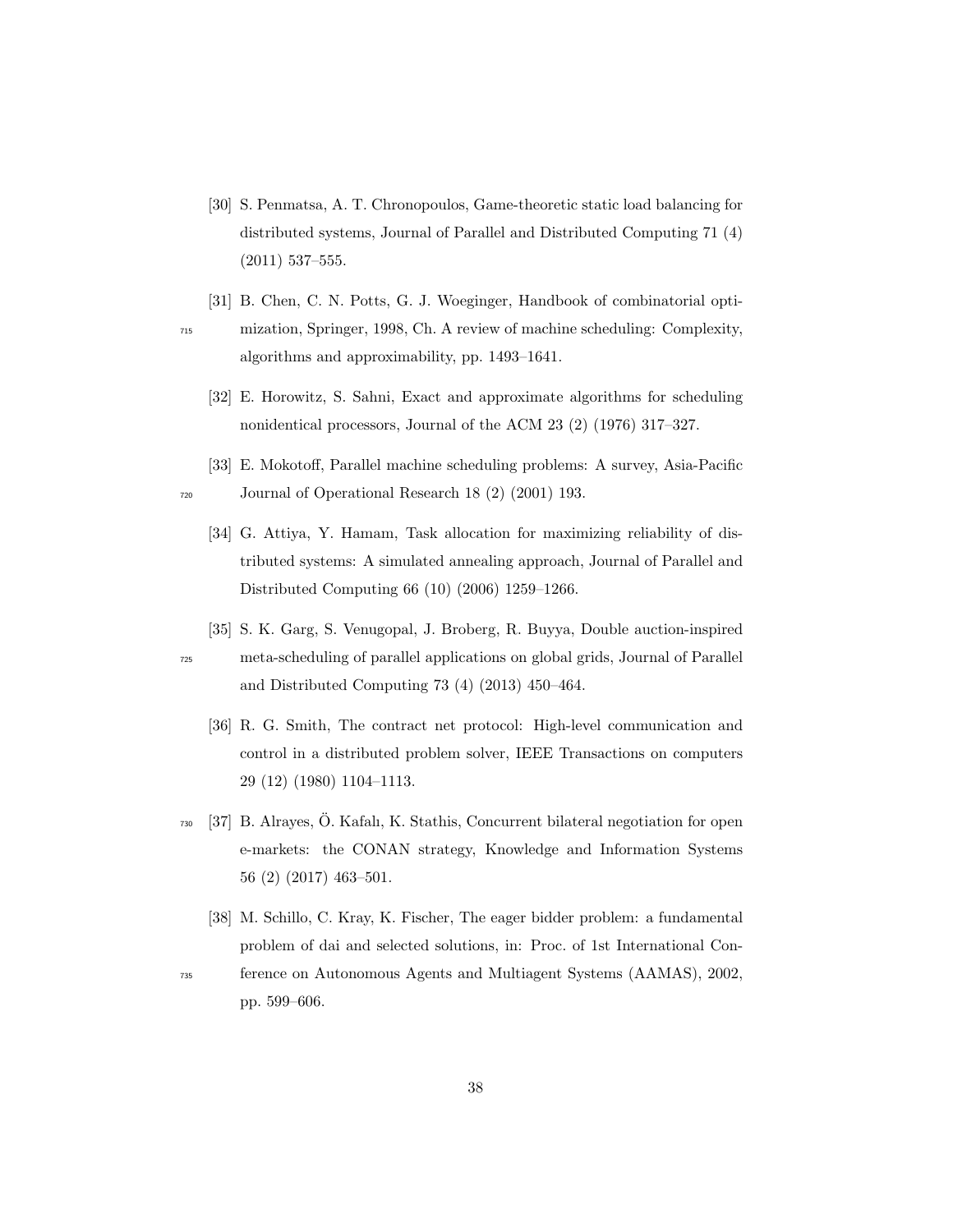[30] S. Penmatsa, A. T. Chronopoulos, Game-theoretic static load balancing for distributed systems, Journal of Parallel and Distributed Computing 71 (4) (2011) 537–555.

[31] B. Chen, C. N. Potts, G. J. Woeginger, Handbook of combinatorial optimization, Springer, 1998, Ch. A review of machine scheduling: Complexity, algorithms and approximability, pp. 1493–1641.

[32] E. Horowitz, S. Sahni, Exact and approximate algorithms for scheduling nonidentical processors, Journal of the ACM 23 (2) (1976) 317–327.

[33] E. Mokotoff, Parallel machine scheduling problems: A survey, Asia-Pacific Journal of Operational Research 18 (2) (2001) 193.

[34] G. Attiya, Y. Hamam, Task allocation for maximizing reliability of distributed systems: A simulated annealing approach, Journal of Parallel and Distributed Computing 66 (10) (2006) 1259–1266.

[35] S. K. Garg, S. Venugopal, J. Broberg, R. Buyya, Double auction-inspired meta-scheduling of parallel applications on global grids, Journal of Parallel and Distributed Computing 73 (4) (2013) 450–464.

[36] R. G. Smith, The contract net protocol: High-level communication and control in a distributed problem solver, IEEE Transactions on computers 29 (12) (1980) 1104–1113.

[37] B. Alrayes, Ö. Kafalı, K. Stathis, Concurrent bilateral negotiation for open e-markets: the CONAN strategy, Knowledge and Information Systems 56 (2) (2017) 463–501.

[38] M. Schillo, C. Kray, K. Fischer, The eager bidder problem: a fundamental problem of dai and selected solutions, in: Proc. of 1st International Conference on Autonomous Agents and Multiagent Systems (AAMAS), 2002, pp. 599–606.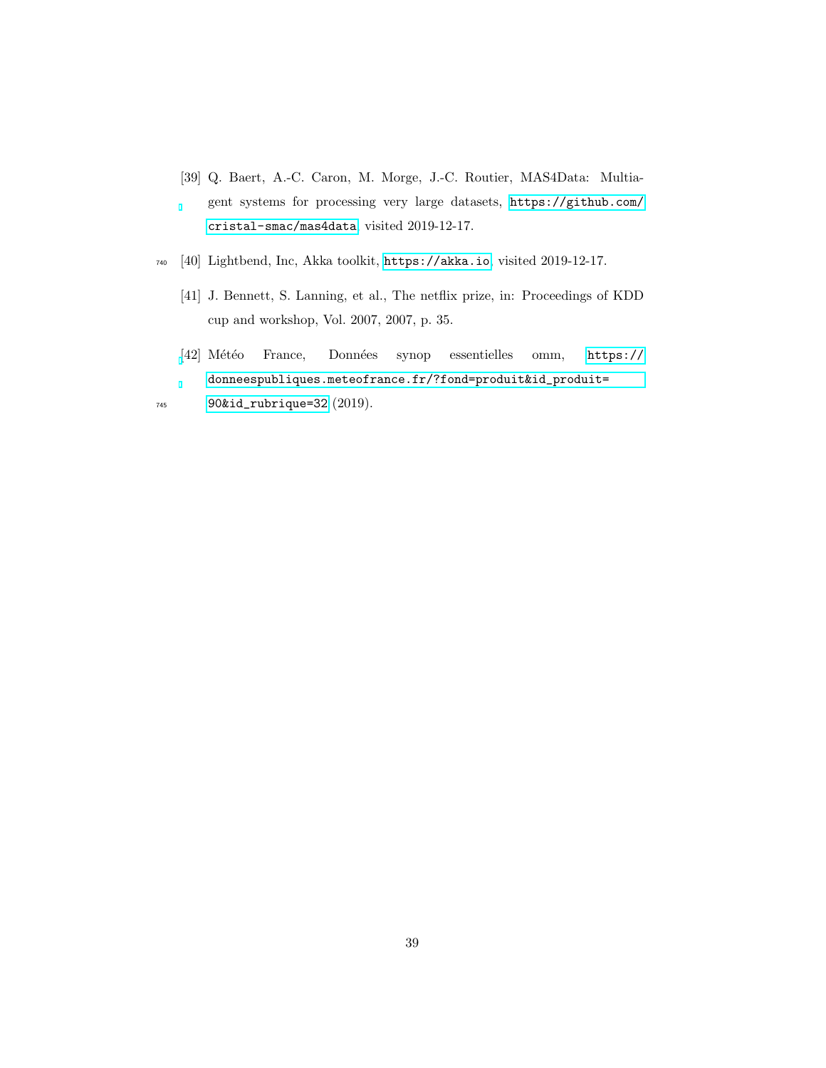[39] Q. Baert, A.-C. Caron, M. Morge, J.-C. Routier, MAS4Data: Multiagent systems for processing very large datasets, https://github.com/cristal-smac/mas4data, visited 2019-12-17.

[40] Lightbend, Inc, Akka toolkit, https://akka.io, visited 2019-12-17.

[41] J. Bennett, S. Lanning, et al., The netflix prize, in: Proceedings of KDD cup and workshop, Vol. 2007, 2007, p. 35.

[42] Météo France, Données synop essentielles omm, https://donneespubliques.meteofrance.fr/?fond=produit&id_produit=90&id_rubrique=32 (2019).